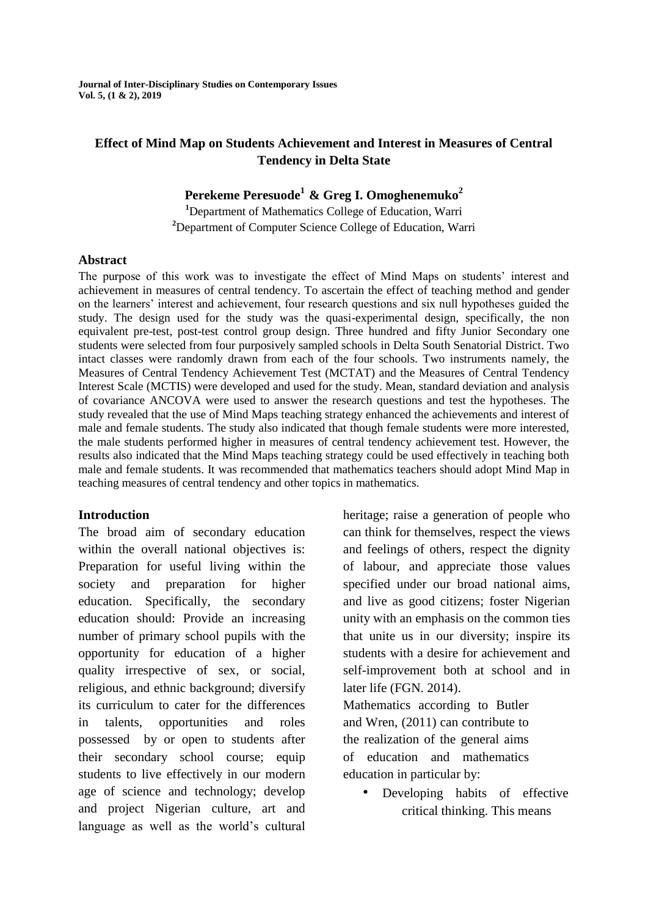# Effect of Mind Map on Students Achievement and Interest in Measures of Central Tendency in Delta State

**Perekeme Peresuode[1] & Greg I. Omoghenemuko[2]**

[1]Department of Mathematics College of Education, Warri
[2]Department of Computer Science College of Education, Warri

## Abstract

The purpose of this work was to investigate the effect of Mind Maps on students' interest and achievement in measures of central tendency. To ascertain the effect of teaching method and gender on the learners' interest and achievement, four research questions and six null hypotheses guided the study. The design used for the study was the quasi-experimental design, specifically, the non equivalent pre-test, post-test control group design. Three hundred and fifty Junior Secondary one students were selected from four purposively sampled schools in Delta South Senatorial District. Two intact classes were randomly drawn from each of the four schools. Two instruments namely, the Measures of Central Tendency Achievement Test (MCTAT) and the Measures of Central Tendency Interest Scale (MCTIS) were developed and used for the study. Mean, standard deviation and analysis of covariance ANCOVA were used to answer the research questions and test the hypotheses. The study revealed that the use of Mind Maps teaching strategy enhanced the achievements and interest of male and female students. The study also indicated that though female students were more interested, the male students performed higher in measures of central tendency achievement test. However, the results also indicated that the Mind Maps teaching strategy could be used effectively in teaching both male and female students. It was recommended that mathematics teachers should adopt Mind Map in teaching measures of central tendency and other topics in mathematics.

## Introduction

The broad aim of secondary education within the overall national objectives is: Preparation for useful living within the society and preparation for higher education. Specifically, the secondary education should: Provide an increasing number of primary school pupils with the opportunity for education of a higher quality irrespective of sex, or social, religious, and ethnic background; diversify its curriculum to cater for the differences in talents, opportunities and roles possessed by or open to students after their secondary school course; equip students to live effectively in our modern age of science and technology; develop and project Nigerian culture, art and language as well as the world's cultural heritage; raise a generation of people who can think for themselves, respect the views and feelings of others, respect the dignity of labour, and appreciate those values specified under our broad national aims, and live as good citizens; foster Nigerian unity with an emphasis on the common ties that unite us in our diversity; inspire its students with a desire for achievement and self-improvement both at school and in later life (FGN. 2014).

Mathematics according to Butler and Wren, (2011) can contribute to the realization of the general aims of education and mathematics education in particular by:

- Developing habits of effective critical thinking. This means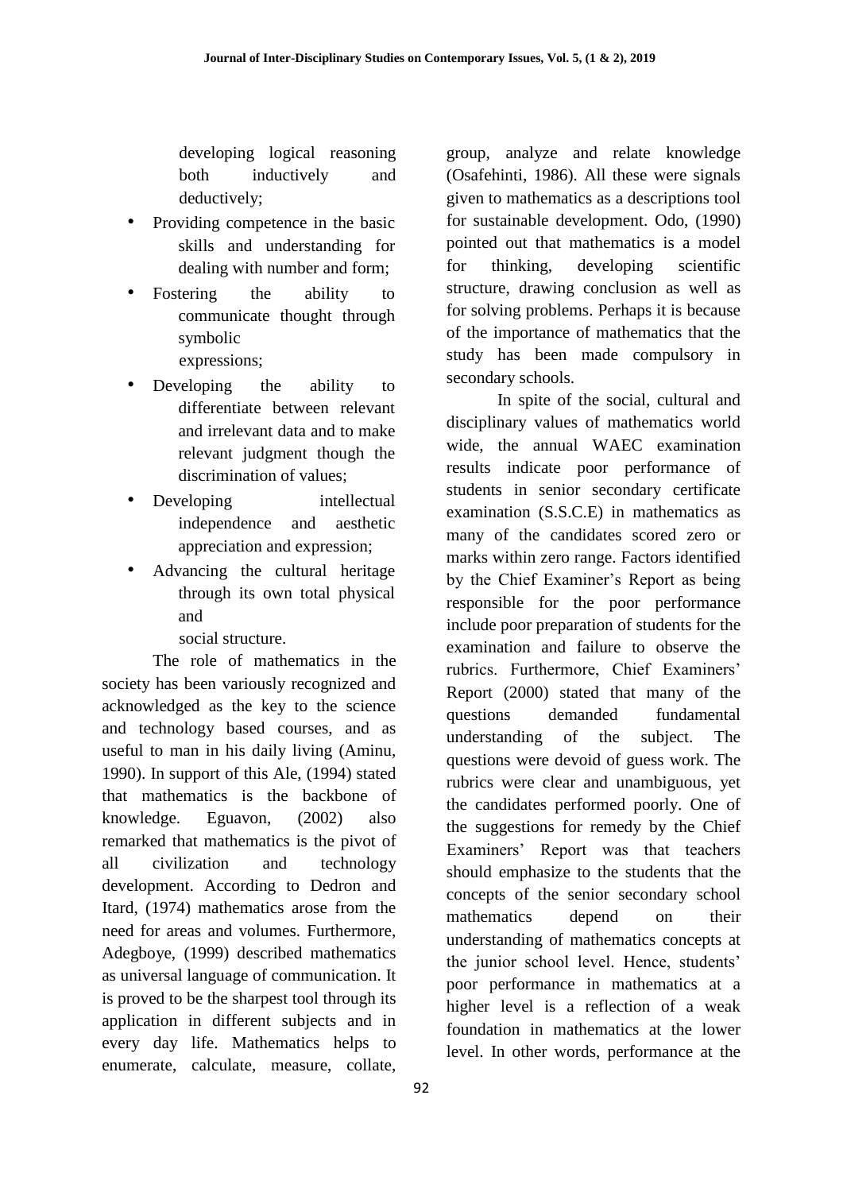developing logical reasoning both inductively and deductively;

- Providing competence in the basic skills and understanding for dealing with number and form;
- Fostering the ability to communicate thought through symbolic expressions;
- Developing the ability to differentiate between relevant and irrelevant data and to make relevant judgment though the discrimination of values;
- Developing intellectual independence and aesthetic appreciation and expression;
- Advancing the cultural heritage through its own total physical and social structure.

The role of mathematics in the society has been variously recognized and acknowledged as the key to the science and technology based courses, and as useful to man in his daily living (Aminu, 1990). In support of this Ale, (1994) stated that mathematics is the backbone of knowledge. Eguavon, (2002) also remarked that mathematics is the pivot of all civilization and technology development. According to Dedron and Itard, (1974) mathematics arose from the need for areas and volumes. Furthermore, Adegboye, (1999) described mathematics as universal language of communication. It is proved to be the sharpest tool through its application in different subjects and in every day life. Mathematics helps to enumerate, calculate, measure, collate, group, analyze and relate knowledge (Osafehinti, 1986). All these were signals given to mathematics as a descriptions tool for sustainable development. Odo, (1990) pointed out that mathematics is a model for thinking, developing scientific structure, drawing conclusion as well as for solving problems. Perhaps it is because of the importance of mathematics that the study has been made compulsory in secondary schools.

In spite of the social, cultural and disciplinary values of mathematics world wide, the annual WAEC examination results indicate poor performance of students in senior secondary certificate examination (S.S.C.E) in mathematics as many of the candidates scored zero or marks within zero range. Factors identified by the Chief Examiner's Report as being responsible for the poor performance include poor preparation of students for the examination and failure to observe the rubrics. Furthermore, Chief Examiners' Report (2000) stated that many of the questions demanded fundamental understanding of the subject. The questions were devoid of guess work. The rubrics were clear and unambiguous, yet the candidates performed poorly. One of the suggestions for remedy by the Chief Examiners' Report was that teachers should emphasize to the students that the concepts of the senior secondary school mathematics depend on their understanding of mathematics concepts at the junior school level. Hence, students' poor performance in mathematics at a higher level is a reflection of a weak foundation in mathematics at the lower level. In other words, performance at the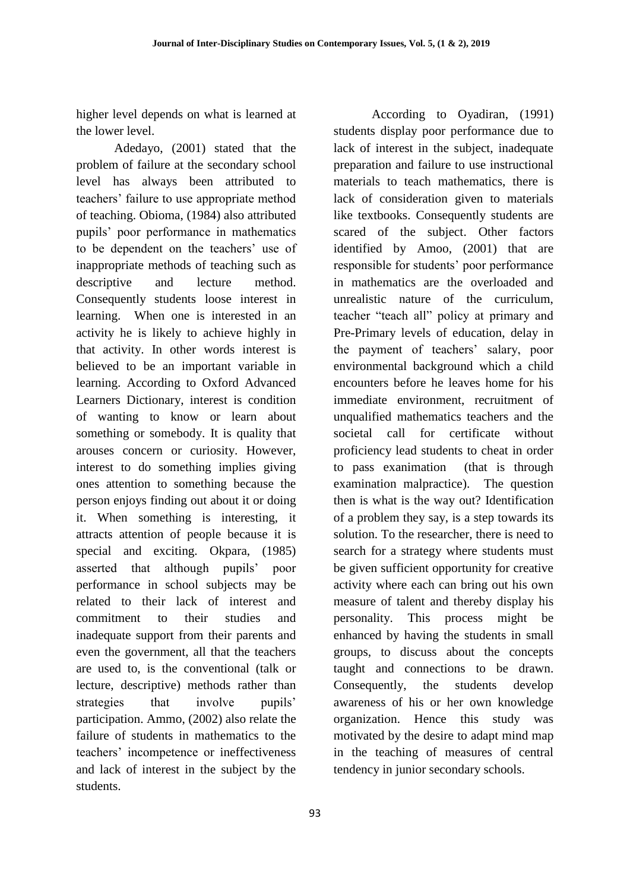higher level depends on what is learned at the lower level.

Adedayo, (2001) stated that the problem of failure at the secondary school level has always been attributed to teachers' failure to use appropriate method of teaching. Obioma, (1984) also attributed pupils' poor performance in mathematics to be dependent on the teachers' use of inappropriate methods of teaching such as descriptive and lecture method. Consequently students loose interest in learning. When one is interested in an activity he is likely to achieve highly in that activity. In other words interest is believed to be an important variable in learning. According to Oxford Advanced Learners Dictionary, interest is condition of wanting to know or learn about something or somebody. It is quality that arouses concern or curiosity. However, interest to do something implies giving ones attention to something because the person enjoys finding out about it or doing it. When something is interesting, it attracts attention of people because it is special and exciting. Okpara, (1985) asserted that although pupils' poor performance in school subjects may be related to their lack of interest and commitment to their studies and inadequate support from their parents and even the government, all that the teachers are used to, is the conventional (talk or lecture, descriptive) methods rather than strategies that involve pupils' participation. Ammo, (2002) also relate the failure of students in mathematics to the teachers' incompetence or ineffectiveness and lack of interest in the subject by the students.

According to Oyadiran, (1991) students display poor performance due to lack of interest in the subject, inadequate preparation and failure to use instructional materials to teach mathematics, there is lack of consideration given to materials like textbooks. Consequently students are scared of the subject. Other factors identified by Amoo, (2001) that are responsible for students' poor performance in mathematics are the overloaded and unrealistic nature of the curriculum, teacher "teach all" policy at primary and Pre-Primary levels of education, delay in the payment of teachers' salary, poor environmental background which a child encounters before he leaves home for his immediate environment, recruitment of unqualified mathematics teachers and the societal call for certificate without proficiency lead students to cheat in order to pass exanimation (that is through examination malpractice). The question then is what is the way out? Identification of a problem they say, is a step towards its solution. To the researcher, there is need to search for a strategy where students must be given sufficient opportunity for creative activity where each can bring out his own measure of talent and thereby display his personality. This process might be enhanced by having the students in small groups, to discuss about the concepts taught and connections to be drawn. Consequently, the students develop awareness of his or her own knowledge organization. Hence this study was motivated by the desire to adapt mind map in the teaching of measures of central tendency in junior secondary schools.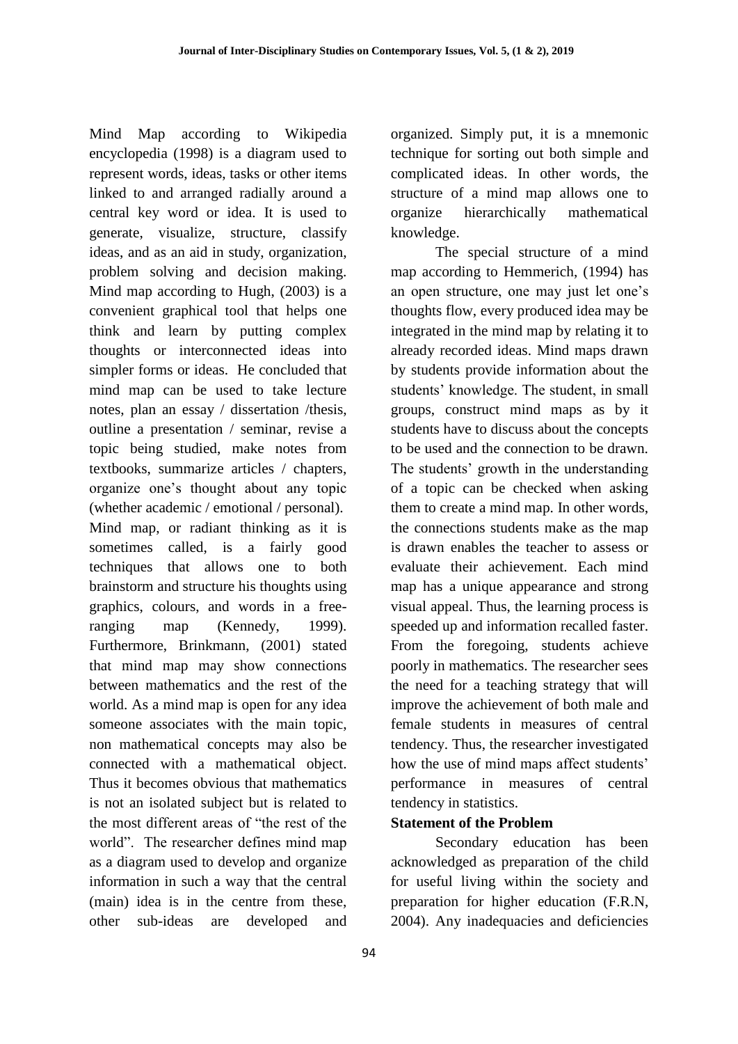Mind Map according to Wikipedia encyclopedia (1998) is a diagram used to represent words, ideas, tasks or other items linked to and arranged radially around a central key word or idea. It is used to generate, visualize, structure, classify ideas, and as an aid in study, organization, problem solving and decision making. Mind map according to Hugh, (2003) is a convenient graphical tool that helps one think and learn by putting complex thoughts or interconnected ideas into simpler forms or ideas. He concluded that mind map can be used to take lecture notes, plan an essay / dissertation /thesis, outline a presentation / seminar, revise a topic being studied, make notes from textbooks, summarize articles / chapters, organize one's thought about any topic (whether academic / emotional / personal). Mind map, or radiant thinking as it is sometimes called, is a fairly good techniques that allows one to both brainstorm and structure his thoughts using graphics, colours, and words in a free-ranging map (Kennedy, 1999). Furthermore, Brinkmann, (2001) stated that mind map may show connections between mathematics and the rest of the world. As a mind map is open for any idea someone associates with the main topic, non mathematical concepts may also be connected with a mathematical object. Thus it becomes obvious that mathematics is not an isolated subject but is related to the most different areas of "the rest of the world". The researcher defines mind map as a diagram used to develop and organize information in such a way that the central (main) idea is in the centre from these, other sub-ideas are developed and organized. Simply put, it is a mnemonic technique for sorting out both simple and complicated ideas. In other words, the structure of a mind map allows one to organize hierarchically mathematical knowledge.

The special structure of a mind map according to Hemmerich, (1994) has an open structure, one may just let one's thoughts flow, every produced idea may be integrated in the mind map by relating it to already recorded ideas. Mind maps drawn by students provide information about the students' knowledge. The student, in small groups, construct mind maps as by it students have to discuss about the concepts to be used and the connection to be drawn. The students' growth in the understanding of a topic can be checked when asking them to create a mind map. In other words, the connections students make as the map is drawn enables the teacher to assess or evaluate their achievement. Each mind map has a unique appearance and strong visual appeal. Thus, the learning process is speeded up and information recalled faster. From the foregoing, students achieve poorly in mathematics. The researcher sees the need for a teaching strategy that will improve the achievement of both male and female students in measures of central tendency. Thus, the researcher investigated how the use of mind maps affect students' performance in measures of central tendency in statistics.

**Statement of the Problem**

Secondary education has been acknowledged as preparation of the child for useful living within the society and preparation for higher education (F.R.N, 2004). Any inadequacies and deficiencies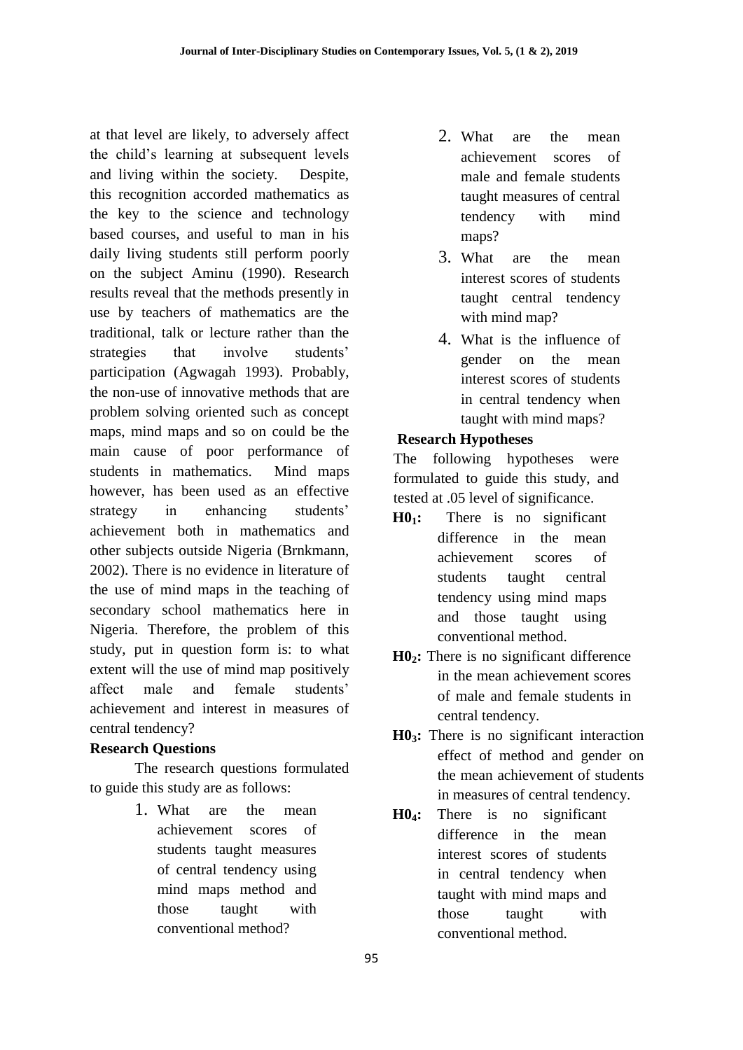at that level are likely, to adversely affect the child's learning at subsequent levels and living within the society. Despite, this recognition accorded mathematics as the key to the science and technology based courses, and useful to man in his daily living students still perform poorly on the subject Aminu (1990). Research results reveal that the methods presently in use by teachers of mathematics are the traditional, talk or lecture rather than the strategies that involve students' participation (Agwagah 1993). Probably, the non-use of innovative methods that are problem solving oriented such as concept maps, mind maps and so on could be the main cause of poor performance of students in mathematics. Mind maps however, has been used as an effective strategy in enhancing students' achievement both in mathematics and other subjects outside Nigeria (Brnkmann, 2002). There is no evidence in literature of the use of mind maps in the teaching of secondary school mathematics here in Nigeria. Therefore, the problem of this study, put in question form is: to what extent will the use of mind map positively affect male and female students' achievement and interest in measures of central tendency?

**Research Questions**

The research questions formulated to guide this study are as follows:

1. What are the mean achievement scores of students taught measures of central tendency using mind maps method and those taught with conventional method?
2. What are the mean achievement scores of male and female students taught measures of central tendency with mind maps?
3. What are the mean interest scores of students taught central tendency with mind map?
4. What is the influence of gender on the mean interest scores of students in central tendency when taught with mind maps?

**Research Hypotheses**

The following hypotheses were formulated to guide this study, and tested at .05 level of significance.

**$H0_1$:** There is no significant difference in the mean achievement scores of students taught central tendency using mind maps and those taught using conventional method.

**$H0_2$:** There is no significant difference in the mean achievement scores of male and female students in central tendency.

**$H0_3$:** There is no significant interaction effect of method and gender on the mean achievement of students in measures of central tendency.

**$H0_4$:** There is no significant difference in the mean interest scores of students in central tendency when taught with mind maps and those taught with conventional method.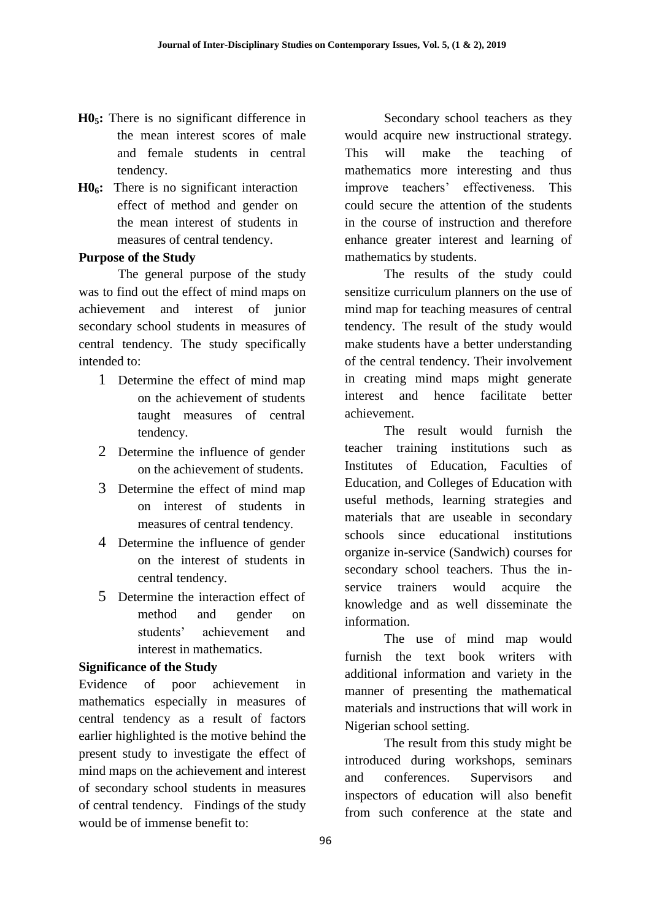**$H0_5$:** There is no significant difference in the mean interest scores of male and female students in central tendency.

**$H0_6$:** There is no significant interaction effect of method and gender on the mean interest of students in measures of central tendency.

**Purpose of the Study**

The general purpose of the study was to find out the effect of mind maps on achievement and interest of junior secondary school students in measures of central tendency. The study specifically intended to:

1. Determine the effect of mind map on the achievement of students taught measures of central tendency.
2. Determine the influence of gender on the achievement of students.
3. Determine the effect of mind map on interest of students in measures of central tendency.
4. Determine the influence of gender on the interest of students in central tendency.
5. Determine the interaction effect of method and gender on students' achievement and interest in mathematics.

**Significance of the Study**

Evidence of poor achievement in mathematics especially in measures of central tendency as a result of factors earlier highlighted is the motive behind the present study to investigate the effect of mind maps on the achievement and interest of secondary school students in measures of central tendency. Findings of the study would be of immense benefit to:

Secondary school teachers as they would acquire new instructional strategy. This will make the teaching of mathematics more interesting and thus improve teachers' effectiveness. This could secure the attention of the students in the course of instruction and therefore enhance greater interest and learning of mathematics by students.

The results of the study could sensitize curriculum planners on the use of mind map for teaching measures of central tendency. The result of the study would make students have a better understanding of the central tendency. Their involvement in creating mind maps might generate interest and hence facilitate better achievement.

The result would furnish the teacher training institutions such as Institutes of Education, Faculties of Education, and Colleges of Education with useful methods, learning strategies and materials that are useable in secondary schools since educational institutions organize in-service (Sandwich) courses for secondary school teachers. Thus the in-service trainers would acquire the knowledge and as well disseminate the information.

The use of mind map would furnish the text book writers with additional information and variety in the manner of presenting the mathematical materials and instructions that will work in Nigerian school setting.

The result from this study might be introduced during workshops, seminars and conferences. Supervisors and inspectors of education will also benefit from such conference at the state and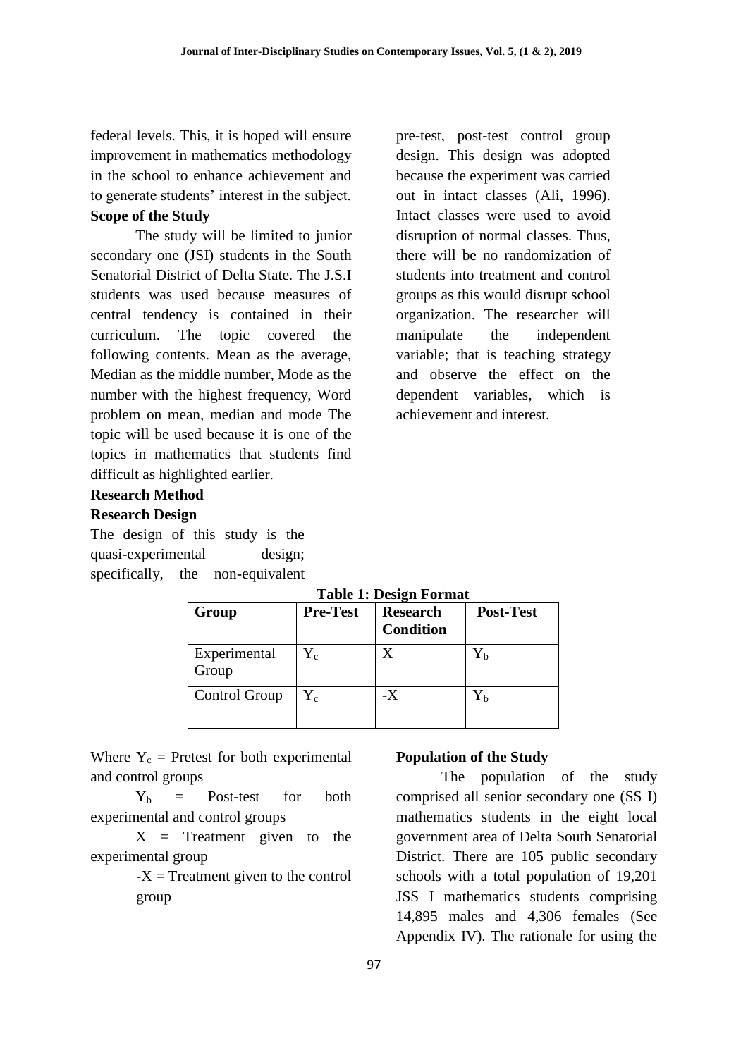federal levels. This, it is hoped will ensure improvement in mathematics methodology in the school to enhance achievement and to generate students' interest in the subject.

**Scope of the Study**

The study will be limited to junior secondary one (JSI) students in the South Senatorial District of Delta State. The J.S.I students was used because measures of central tendency is contained in their curriculum. The topic covered the following contents. Mean as the average, Median as the middle number, Mode as the number with the highest frequency, Word problem on mean, median and mode The topic will be used because it is one of the topics in mathematics that students find difficult as highlighted earlier.

**Research Method**

**Research Design**

The design of this study is the quasi-experimental design; specifically, the non-equivalent pre-test, post-test control group design. This design was adopted because the experiment was carried out in intact classes (Ali, 1996). Intact classes were used to avoid disruption of normal classes. Thus, there will be no randomization of students into treatment and control groups as this would disrupt school organization. The researcher will manipulate the independent variable; that is teaching strategy and observe the effect on the dependent variables, which is achievement and interest.

**Table 1: Design Format**

| Group | Pre-Test | Research Condition | Post-Test |
|---|---|---|---|
| Experimental Group | $Y_c$ | X | $Y_b$ |
| Control Group | $Y_c$ | -X | $Y_b$ |

Where $Y_c$ = Pretest for both experimental and control groups

$Y_b$ = Post-test for both experimental and control groups

X = Treatment given to the experimental group

-X = Treatment given to the control group

**Population of the Study**

The population of the study comprised all senior secondary one (SS I) mathematics students in the eight local government area of Delta South Senatorial District. There are 105 public secondary schools with a total population of 19,201 JSS I mathematics students comprising 14,895 males and 4,306 females (See Appendix IV). The rationale for using the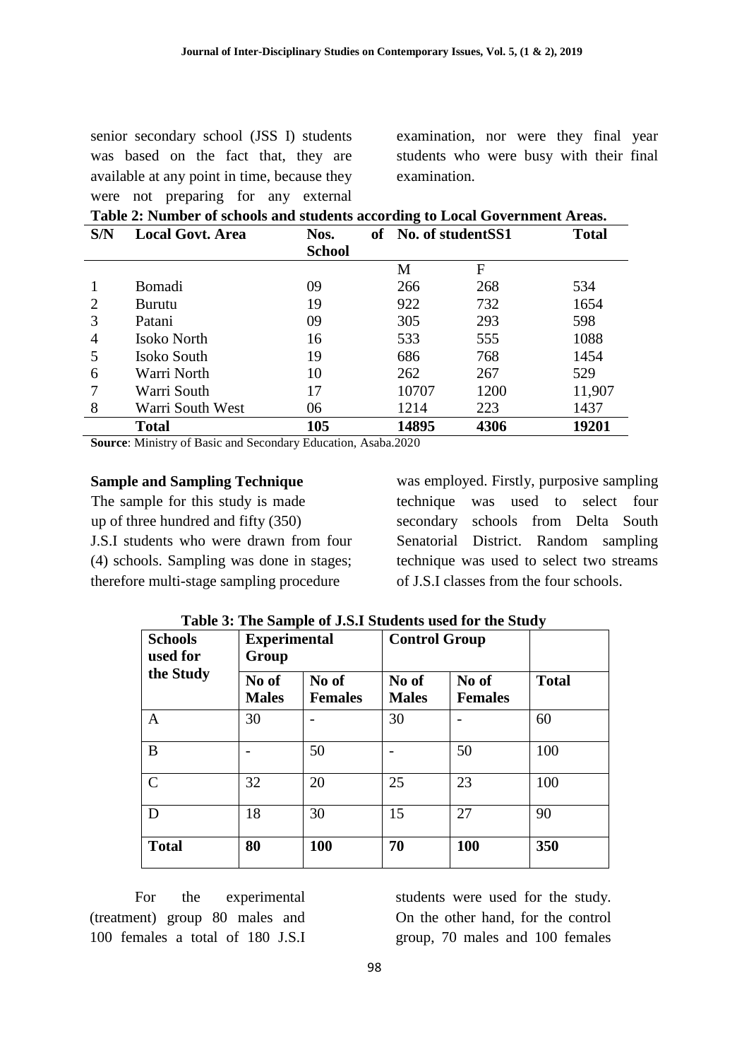senior secondary school (JSS I) students was based on the fact that, they are available at any point in time, because they were not preparing for any external examination, nor were they final year students who were busy with their final examination.

**Table 2: Number of schools and students according to Local Government Areas.**

| S/N | Local Govt. Area | Nos. of School | No. of studentSS1 | | Total |
|---|---|---|---|---|---|
| | | | M | F | |
| 1 | Bomadi | 09 | 266 | 268 | 534 |
| 2 | Burutu | 19 | 922 | 732 | 1654 |
| 3 | Patani | 09 | 305 | 293 | 598 |
| 4 | Isoko North | 16 | 533 | 555 | 1088 |
| 5 | Isoko South | 19 | 686 | 768 | 1454 |
| 6 | Warri North | 10 | 262 | 267 | 529 |
| 7 | Warri South | 17 | 10707 | 1200 | 11,907 |
| 8 | Warri South West | 06 | 1214 | 223 | 1437 |
| | **Total** | **105** | **14895** | **4306** | **19201** |

**Source**: Ministry of Basic and Secondary Education, Asaba.2020

**Sample and Sampling Technique**

The sample for this study is made up of three hundred and fifty (350) J.S.I students who were drawn from four (4) schools. Sampling was done in stages; therefore multi-stage sampling procedure was employed. Firstly, purposive sampling technique was used to select four secondary schools from Delta South Senatorial District. Random sampling technique was used to select two streams of J.S.I classes from the four schools.

**Table 3: The Sample of J.S.I Students used for the Study**

| Schools used for the Study | Experimental Group | | Control Group | | |
|---|---|---|---|---|---|
| | No of Males | No of Females | No of Males | No of Females | Total |
| A | 30 | - | 30 | - | 60 |
| B | - | 50 | - | 50 | 100 |
| C | 32 | 20 | 25 | 23 | 100 |
| D | 18 | 30 | 15 | 27 | 90 |
| **Total** | **80** | **100** | **70** | **100** | **350** |

For the experimental (treatment) group 80 males and 100 females a total of 180 J.S.I students were used for the study. On the other hand, for the control group, 70 males and 100 females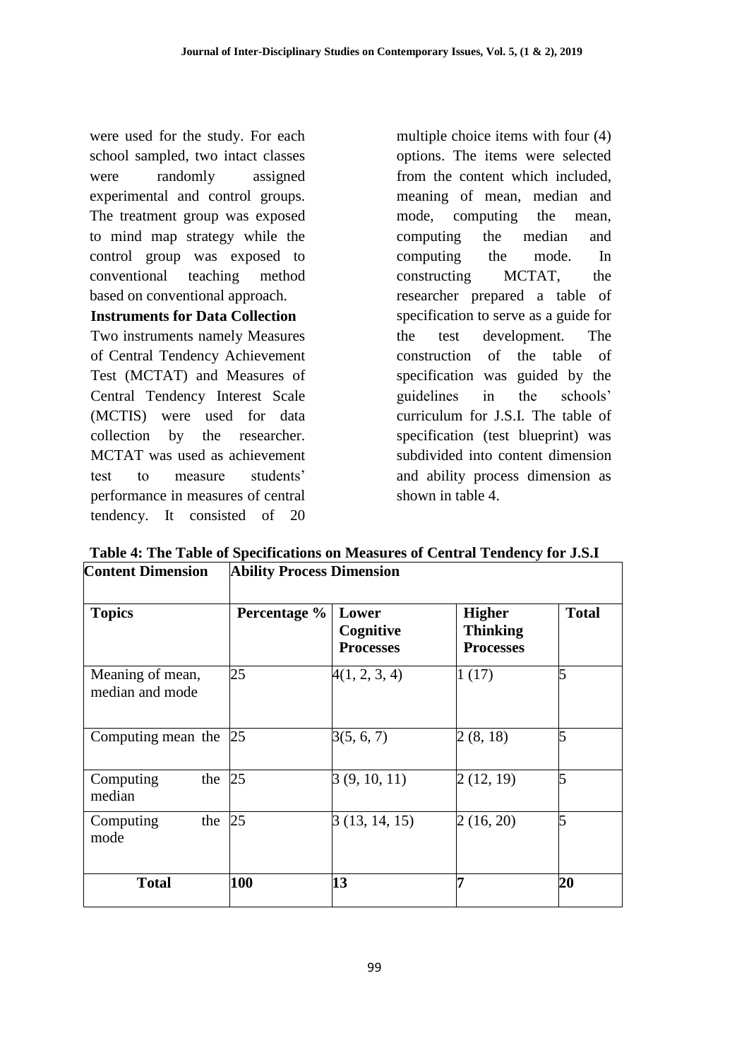were used for the study. For each school sampled, two intact classes were randomly assigned experimental and control groups. The treatment group was exposed to mind map strategy while the control group was exposed to conventional teaching method based on conventional approach.

**Instruments for Data Collection**

Two instruments namely Measures of Central Tendency Achievement Test (MCTAT) and Measures of Central Tendency Interest Scale (MCTIS) were used for data collection by the researcher. MCTAT was used as achievement test to measure students' performance in measures of central tendency. It consisted of 20 multiple choice items with four (4) options. The items were selected from the content which included, meaning of mean, median and mode, computing the mean, computing the median and computing the mode. In constructing MCTAT, the researcher prepared a table of specification to serve as a guide for the test development. The construction of the table of specification was guided by the guidelines in the schools' curriculum for J.S.I. The table of specification (test blueprint) was subdivided into content dimension and ability process dimension as shown in table 4.

**Table 4: The Table of Specifications on Measures of Central Tendency for J.S.I**

| **Content Dimension** | **Ability Process Dimension** | | | |
|---|---|---|---|---|
| **Topics** | **Percentage %** | **Lower Cognitive Processes** | **Higher Thinking Processes** | **Total** |
| Meaning of mean, median and mode | 25 | 4(1, 2, 3, 4) | 1 (17) | 5 |
| Computing mean the | 25 | 3(5, 6, 7) | 2 (8, 18) | 5 |
| Computing the median | 25 | 3 (9, 10, 11) | 2 (12, 19) | 5 |
| Computing the mode | 25 | 3 (13, 14, 15) | 2 (16, 20) | 5 |
| **Total** | **100** | **13** | **7** | **20** |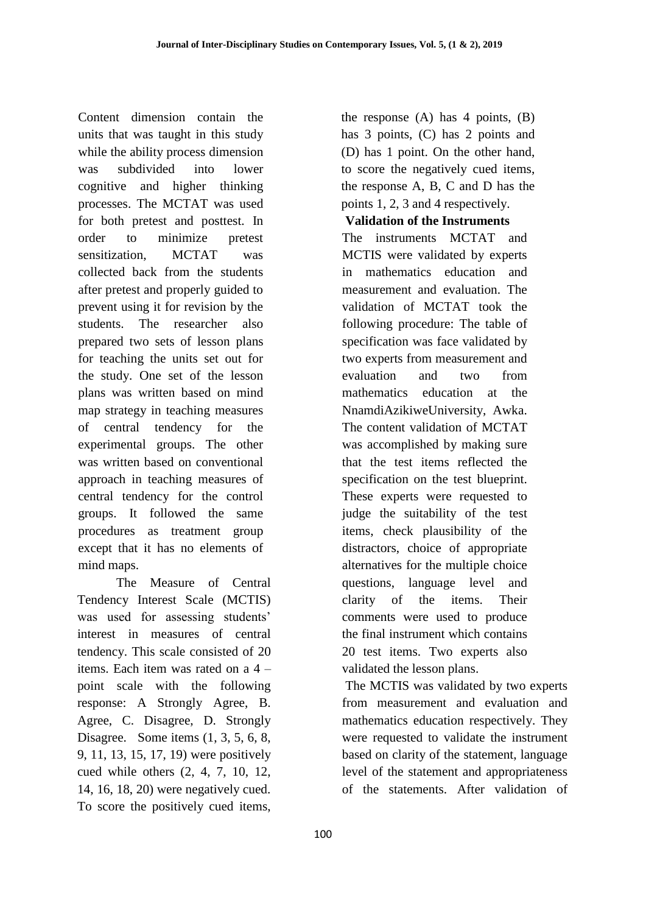Content dimension contain the units that was taught in this study while the ability process dimension was subdivided into lower cognitive and higher thinking processes. The MCTAT was used for both pretest and posttest. In order to minimize pretest sensitization, MCTAT was collected back from the students after pretest and properly guided to prevent using it for revision by the students. The researcher also prepared two sets of lesson plans for teaching the units set out for the study. One set of the lesson plans was written based on mind map strategy in teaching measures of central tendency for the experimental groups. The other was written based on conventional approach in teaching measures of central tendency for the control groups. It followed the same procedures as treatment group except that it has no elements of mind maps.

The Measure of Central Tendency Interest Scale (MCTIS) was used for assessing students' interest in measures of central tendency. This scale consisted of 20 items. Each item was rated on a 4 – point scale with the following response: A Strongly Agree, B. Agree, C. Disagree, D. Strongly Disagree. Some items (1, 3, 5, 6, 8, 9, 11, 13, 15, 17, 19) were positively cued while others (2, 4, 7, 10, 12, 14, 16, 18, 20) were negatively cued. To score the positively cued items, the response (A) has 4 points, (B) has 3 points, (C) has 2 points and (D) has 1 point. On the other hand, to score the negatively cued items, the response A, B, C and D has the points 1, 2, 3 and 4 respectively.

**Validation of the Instruments**

The instruments MCTAT and MCTIS were validated by experts in mathematics education and measurement and evaluation. The validation of MCTAT took the following procedure: The table of specification was face validated by two experts from measurement and evaluation and two from mathematics education at the NnamdiAzikiweUniversity, Awka. The content validation of MCTAT was accomplished by making sure that the test items reflected the specification on the test blueprint. These experts were requested to judge the suitability of the test items, check plausibility of the distractors, choice of appropriate alternatives for the multiple choice questions, language level and clarity of the items. Their comments were used to produce the final instrument which contains 20 test items. Two experts also validated the lesson plans.

The MCTIS was validated by two experts from measurement and evaluation and mathematics education respectively. They were requested to validate the instrument based on clarity of the statement, language level of the statement and appropriateness of the statements. After validation of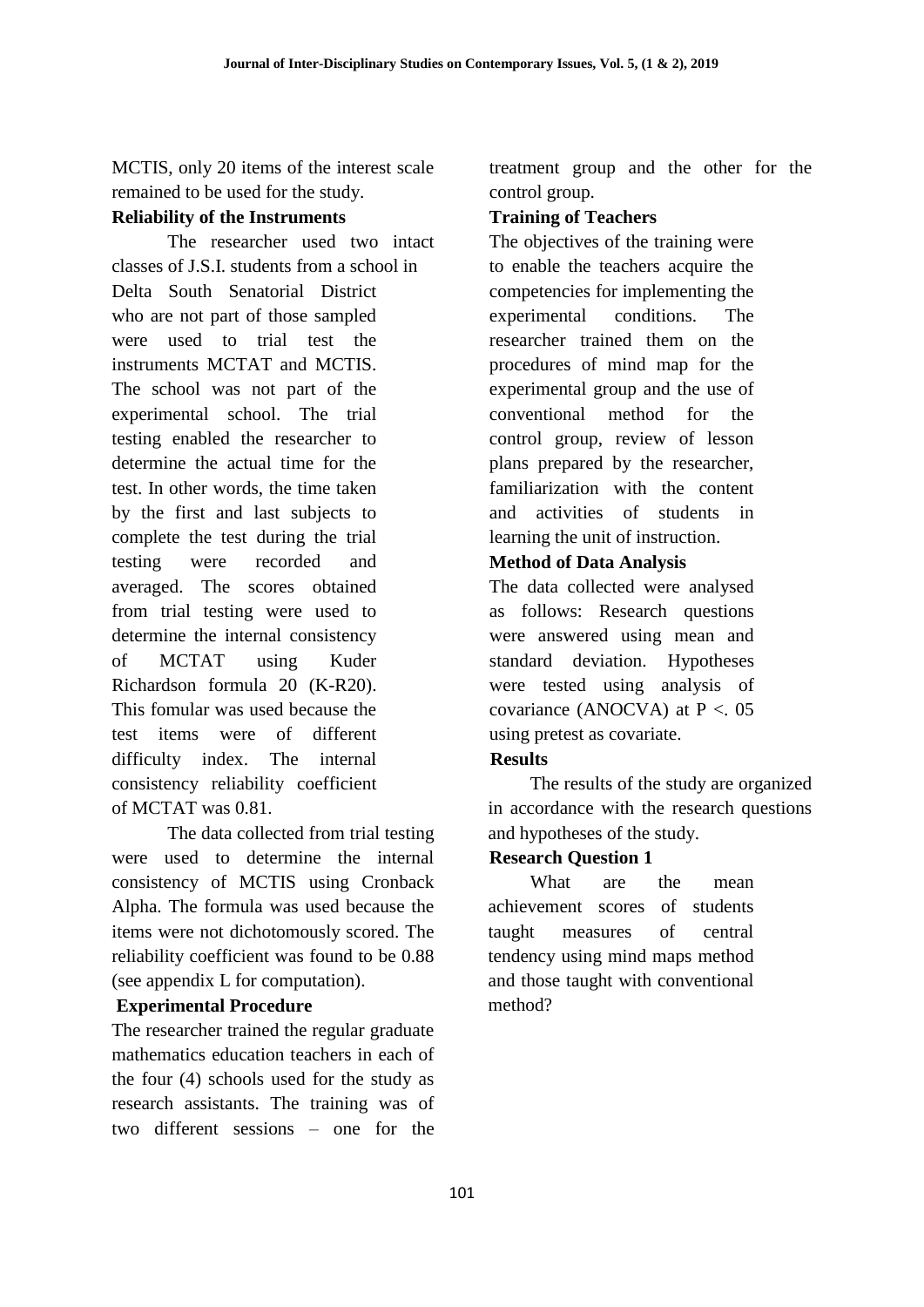MCTIS, only 20 items of the interest scale remained to be used for the study.

**Reliability of the Instruments**

The researcher used two intact classes of J.S.I. students from a school in Delta South Senatorial District who are not part of those sampled were used to trial test the instruments MCTAT and MCTIS. The school was not part of the experimental school. The trial testing enabled the researcher to determine the actual time for the test. In other words, the time taken by the first and last subjects to complete the test during the trial testing were recorded and averaged. The scores obtained from trial testing were used to determine the internal consistency of MCTAT using Kuder Richardson formula 20 (K-R20). This fomular was used because the test items were of different difficulty index. The internal consistency reliability coefficient of MCTAT was 0.81.

The data collected from trial testing were used to determine the internal consistency of MCTIS using Cronback Alpha. The formula was used because the items were not dichotomously scored. The reliability coefficient was found to be 0.88 (see appendix L for computation).

**Experimental Procedure**

The researcher trained the regular graduate mathematics education teachers in each of the four (4) schools used for the study as research assistants. The training was of two different sessions – one for the treatment group and the other for the control group.

**Training of Teachers**

The objectives of the training were to enable the teachers acquire the competencies for implementing the experimental conditions. The researcher trained them on the procedures of mind map for the experimental group and the use of conventional method for the control group, review of lesson plans prepared by the researcher, familiarization with the content and activities of students in learning the unit of instruction.

**Method of Data Analysis**

The data collected were analysed as follows: Research questions were answered using mean and standard deviation. Hypotheses were tested using analysis of covariance (ANOCVA) at P <. 05 using pretest as covariate.

**Results**

The results of the study are organized in accordance with the research questions and hypotheses of the study.

**Research Question 1**

What are the mean achievement scores of students taught measures of central tendency using mind maps method and those taught with conventional method?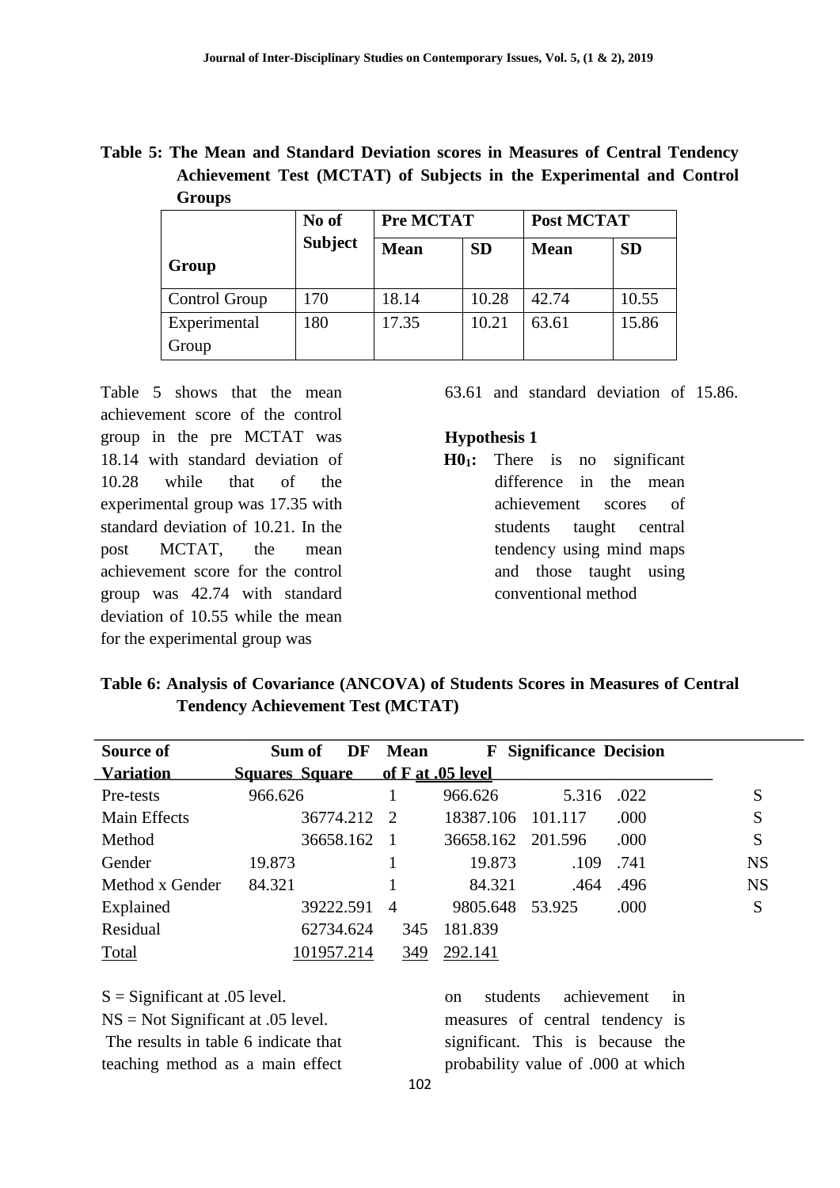**Table 5: The Mean and Standard Deviation scores in Measures of Central Tendency Achievement Test (MCTAT) of Subjects in the Experimental and Control Groups**

| Group | No of Subject | Pre MCTAT | | Post MCTAT | |
|---|---|---|---|---|---|
| | | Mean | SD | Mean | SD |
| Control Group | 170 | 18.14 | 10.28 | 42.74 | 10.55 |
| Experimental Group | 180 | 17.35 | 10.21 | 63.61 | 15.86 |

Table 5 shows that the mean achievement score of the control group in the pre MCTAT was 18.14 with standard deviation of 10.28 while that of the experimental group was 17.35 with standard deviation of 10.21. In the post MCTAT, the mean achievement score for the control group was 42.74 with standard deviation of 10.55 while the mean for the experimental group was 63.61 and standard deviation of 15.86.

**Hypothesis 1**

**$H0_1$:** There is no significant difference in the mean achievement scores of students taught central tendency using mind maps and those taught using conventional method

**Table 6: Analysis of Covariance (ANCOVA) of Students Scores in Measures of Central Tendency Achievement Test (MCTAT)**

| Source of Variation | Sum of Squares | DF | Mean Square | F | Significance of F at .05 level | Decision |
|---|---|---|---|---|---|---|
| Pre-tests | 966.626 | 1 | 966.626 | 5.316 | .022 | S |
| Main Effects | 36774.212 | 2 | 18387.106 | 101.117 | .000 | S |
| Method | 36658.162 | 1 | 36658.162 | 201.596 | .000 | S |
| Gender | 19.873 | 1 | 19.873 | .109 | .741 | NS |
| Method x Gender | 84.321 | 1 | 84.321 | .464 | .496 | NS |
| Explained | 39222.591 | 4 | 9805.648 | 53.925 | .000 | S |
| Residual | 62734.624 | 345 | 181.839 | | | |
| Total | 101957.214 | 349 | 292.141 | | | |

S = Significant at .05 level.
NS = Not Significant at .05 level.

The results in table 6 indicate that teaching method as a main effect on students achievement in measures of central tendency is significant. This is because the probability value of .000 at which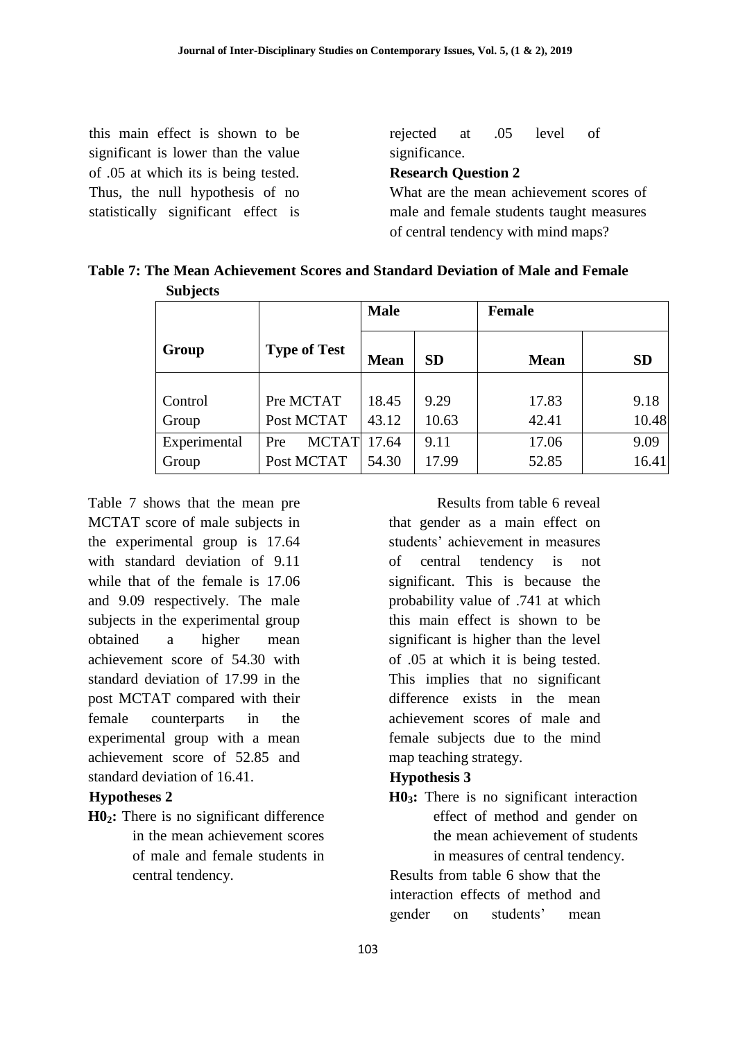this main effect is shown to be significant is lower than the value of .05 at which its is being tested. Thus, the null hypothesis of no statistically significant effect is rejected at .05 level of significance.

**Research Question 2**

What are the mean achievement scores of male and female students taught measures of central tendency with mind maps?

**Table 7: The Mean Achievement Scores and Standard Deviation of Male and Female Subjects**

| Group | Type of Test | Male | | Female | |
|---|---|---|---|---|---|
| | | **Mean** | **SD** | **Mean** | **SD** |
| Control Group | Pre MCTAT | 18.45 | 9.29 | 17.83 | 9.18 |
| | Post MCTAT | 43.12 | 10.63 | 42.41 | 10.48 |
| Experimental Group | Pre MCTAT | 17.64 | 9.11 | 17.06 | 9.09 |
| | Post MCTAT | 54.30 | 17.99 | 52.85 | 16.41 |

Table 7 shows that the mean pre MCTAT score of male subjects in the experimental group is 17.64 with standard deviation of 9.11 while that of the female is 17.06 and 9.09 respectively. The male subjects in the experimental group obtained a higher mean achievement score of 54.30 with standard deviation of 17.99 in the post MCTAT compared with their female counterparts in the experimental group with a mean achievement score of 52.85 and standard deviation of 16.41.

**Hypotheses 2**

**$H0_2$:** There is no significant difference in the mean achievement scores of male and female students in central tendency.

Results from table 6 reveal that gender as a main effect on students' achievement in measures of central tendency is not significant. This is because the probability value of .741 at which this main effect is shown to be significant is higher than the level of .05 at which it is being tested. This implies that no significant difference exists in the mean achievement scores of male and female subjects due to the mind map teaching strategy.

**Hypothesis 3**

**$H0_3$:** There is no significant interaction effect of method and gender on the mean achievement of students in measures of central tendency.

Results from table 6 show that the interaction effects of method and gender on students' mean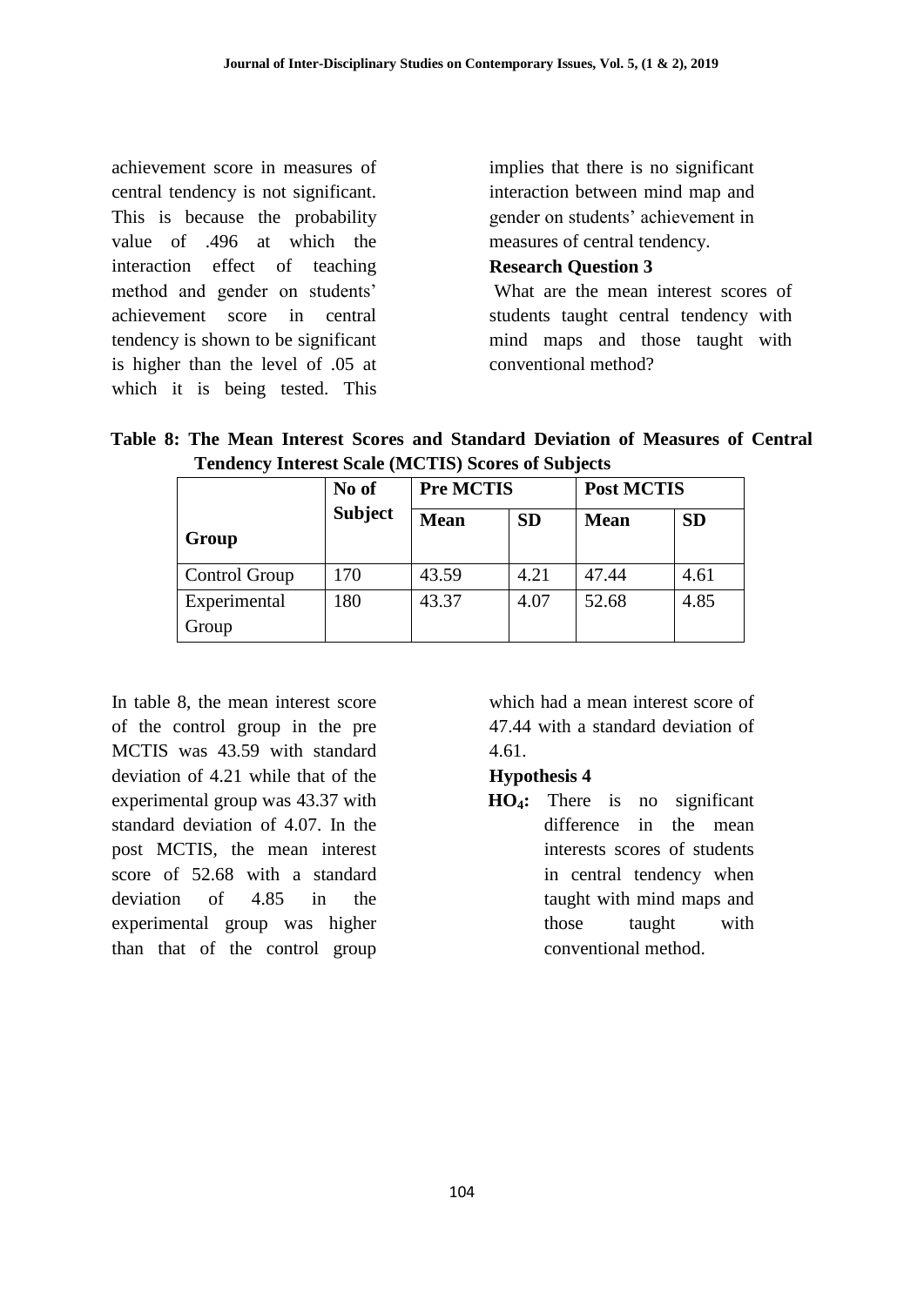achievement score in measures of central tendency is not significant. This is because the probability value of .496 at which the interaction effect of teaching method and gender on students' achievement score in central tendency is shown to be significant is higher than the level of .05 at which it is being tested. This implies that there is no significant interaction between mind map and gender on students' achievement in measures of central tendency.

**Research Question 3**

What are the mean interest scores of students taught central tendency with mind maps and those taught with conventional method?

**Table 8: The Mean Interest Scores and Standard Deviation of Measures of Central Tendency Interest Scale (MCTIS) Scores of Subjects**

| Group | No of Subject | Pre MCTIS | | Post MCTIS | |
|---|---|---|---|---|---|
| | | **Mean** | **SD** | **Mean** | **SD** |
| Control Group | 170 | 43.59 | 4.21 | 47.44 | 4.61 |
| Experimental Group | 180 | 43.37 | 4.07 | 52.68 | 4.85 |

In table 8, the mean interest score of the control group in the pre MCTIS was 43.59 with standard deviation of 4.21 while that of the experimental group was 43.37 with standard deviation of 4.07. In the post MCTIS, the mean interest score of 52.68 with a standard deviation of 4.85 in the experimental group was higher than that of the control group which had a mean interest score of 47.44 with a standard deviation of 4.61.

**Hypothesis 4**

**$HO_4$:** There is no significant difference in the mean interests scores of students in central tendency when taught with mind maps and those taught with conventional method.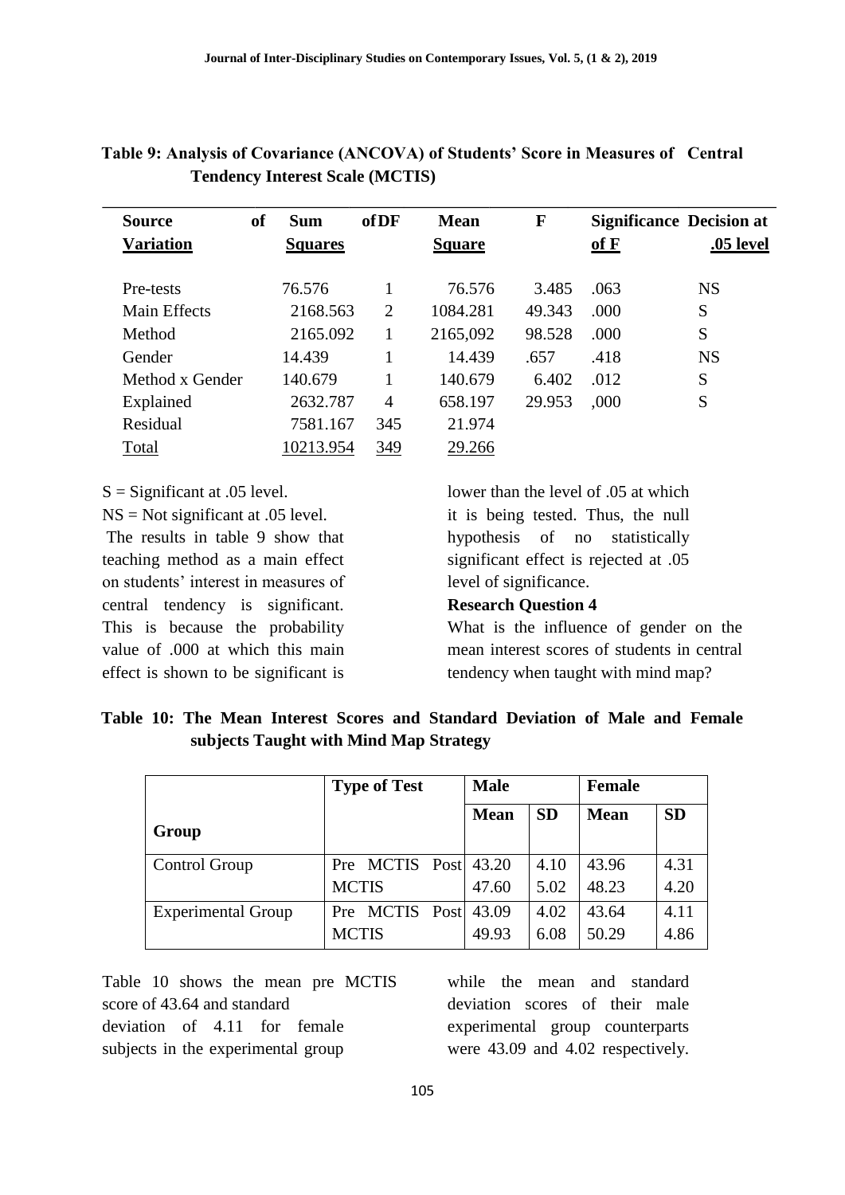**Table 9: Analysis of Covariance (ANCOVA) of Students' Score in Measures of Central Tendency Interest Scale (MCTIS)**

| Source of Variation | Sum of Squares | DF | Mean Square | F | Significance of F | Decision at .05 level |
|---|---|---|---|---|---|---|
| Pre-tests | 76.576 | 1 | 76.576 | 3.485 | .063 | NS |
| Main Effects | 2168.563 | 2 | 1084.281 | 49.343 | .000 | S |
| Method | 2165.092 | 1 | 2165,092 | 98.528 | .000 | S |
| Gender | 14.439 | 1 | 14.439 | .657 | .418 | NS |
| Method x Gender | 140.679 | 1 | 140.679 | 6.402 | .012 | S |
| Explained | 2632.787 | 4 | 658.197 | 29.953 | ,000 | S |
| Residual | 7581.167 | 345 | 21.974 | | | |
| Total | 10213.954 | 349 | 29.266 | | | |

S = Significant at .05 level.
NS = Not significant at .05 level.

The results in table 9 show that teaching method as a main effect on students' interest in measures of central tendency is significant. This is because the probability value of .000 at which this main effect is shown to be significant is lower than the level of .05 at which it is being tested. Thus, the null hypothesis of no statistically significant effect is rejected at .05 level of significance.

**Research Question 4**

What is the influence of gender on the mean interest scores of students in central tendency when taught with mind map?

**Table 10: The Mean Interest Scores and Standard Deviation of Male and Female subjects Taught with Mind Map Strategy**

| Group | Type of Test | Male | | Female | |
|---|---|---|---|---|---|
| | | Mean | SD | Mean | SD |
| Control Group | Pre MCTIS | 43.20 | 4.10 | 43.96 | 4.31 |
| | Post MCTIS | 47.60 | 5.02 | 48.23 | 4.20 |
| Experimental Group | Pre MCTIS | 43.09 | 4.02 | 43.64 | 4.11 |
| | Post MCTIS | 49.93 | 6.08 | 50.29 | 4.86 |

Table 10 shows the mean pre MCTIS score of 43.64 and standard deviation of 4.11 for female subjects in the experimental group while the mean and standard deviation scores of their male experimental group counterparts were 43.09 and 4.02 respectively.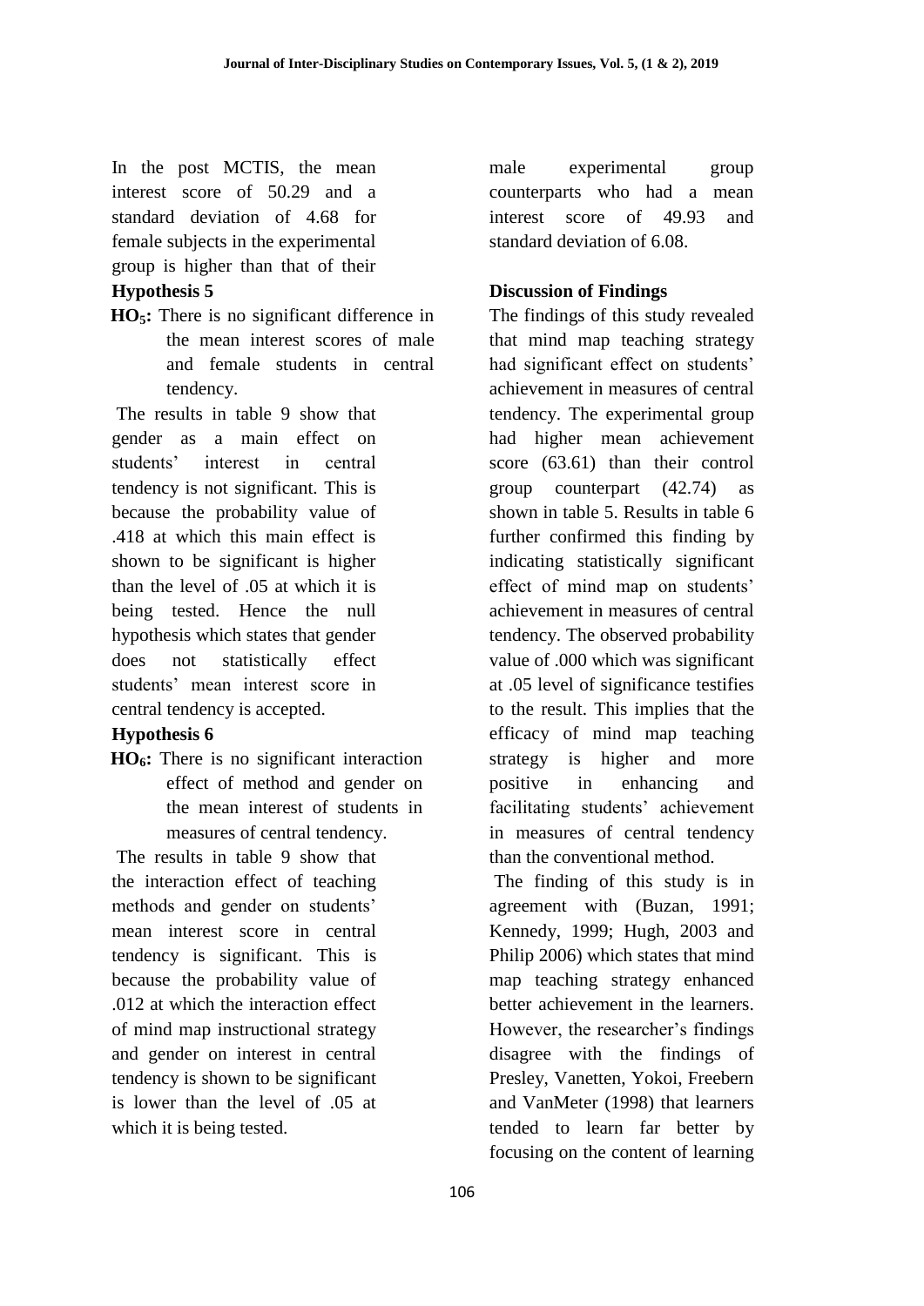In the post MCTIS, the mean interest score of 50.29 and a standard deviation of 4.68 for female subjects in the experimental group is higher than that of their male experimental group counterparts who had a mean interest score of 49.93 and standard deviation of 6.08.

**Hypothesis 5**

**$HO_5$:** There is no significant difference in the mean interest scores of male and female students in central tendency.

The results in table 9 show that gender as a main effect on students' interest in central tendency is not significant. This is because the probability value of .418 at which this main effect is shown to be significant is higher than the level of .05 at which it is being tested. Hence the null hypothesis which states that gender does not statistically effect students' mean interest score in central tendency is accepted.

**Hypothesis 6**

**$HO_6$:** There is no significant interaction effect of method and gender on the mean interest of students in measures of central tendency.

The results in table 9 show that the interaction effect of teaching methods and gender on students' mean interest score in central tendency is significant. This is because the probability value of .012 at which the interaction effect of mind map instructional strategy and gender on interest in central tendency is shown to be significant is lower than the level of .05 at which it is being tested.

**Discussion of Findings**

The findings of this study revealed that mind map teaching strategy had significant effect on students' achievement in measures of central tendency. The experimental group had higher mean achievement score (63.61) than their control group counterpart (42.74) as shown in table 5. Results in table 6 further confirmed this finding by indicating statistically significant effect of mind map on students' achievement in measures of central tendency. The observed probability value of .000 which was significant at .05 level of significance testifies to the result. This implies that the efficacy of mind map teaching strategy is higher and more positive in enhancing and facilitating students' achievement in measures of central tendency than the conventional method.

The finding of this study is in agreement with (Buzan, 1991; Kennedy, 1999; Hugh, 2003 and Philip 2006) which states that mind map teaching strategy enhanced better achievement in the learners. However, the researcher's findings disagree with the findings of Presley, Vanetten, Yokoi, Freebern and VanMeter (1998) that learners tended to learn far better by focusing on the content of learning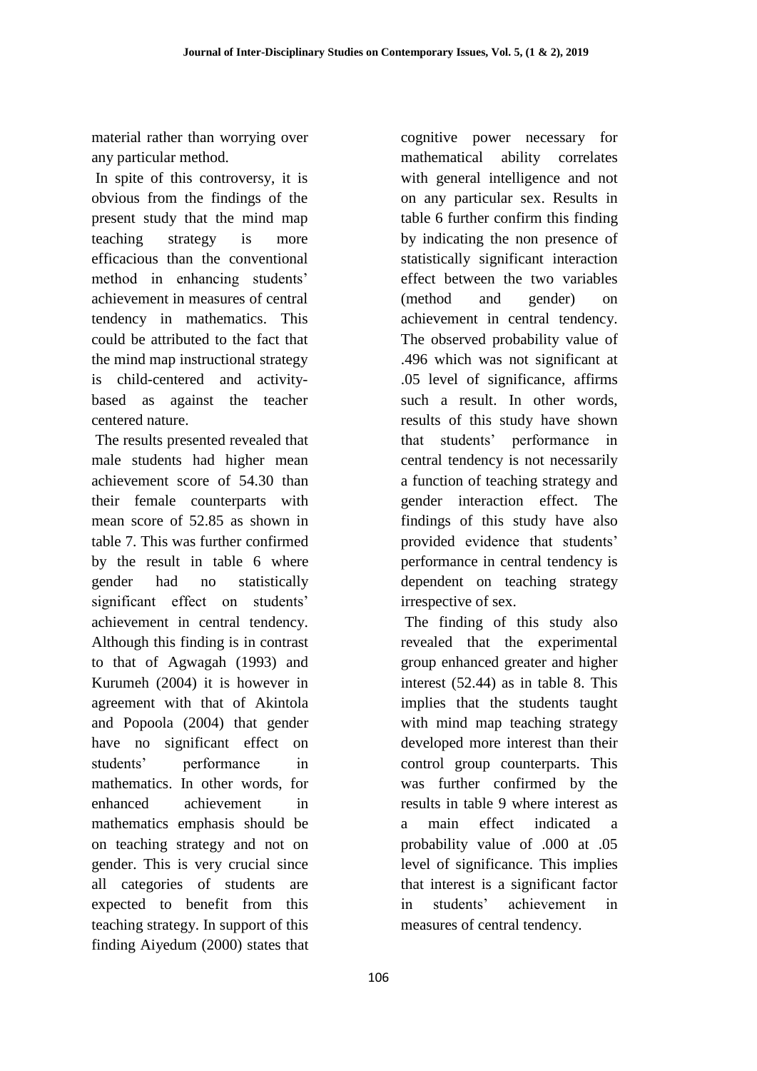material rather than worrying over any particular method.

In spite of this controversy, it is obvious from the findings of the present study that the mind map teaching strategy is more efficacious than the conventional method in enhancing students' achievement in measures of central tendency in mathematics. This could be attributed to the fact that the mind map instructional strategy is child-centered and activity-based as against the teacher centered nature.

The results presented revealed that male students had higher mean achievement score of 54.30 than their female counterparts with mean score of 52.85 as shown in table 7. This was further confirmed by the result in table 6 where gender had no statistically significant effect on students' achievement in central tendency. Although this finding is in contrast to that of Agwagah (1993) and Kurumeh (2004) it is however in agreement with that of Akintola and Popoola (2004) that gender have no significant effect on students' performance in mathematics. In other words, for enhanced achievement in mathematics emphasis should be on teaching strategy and not on gender. This is very crucial since all categories of students are expected to benefit from this teaching strategy. In support of this finding Aiyedum (2000) states that cognitive power necessary for mathematical ability correlates with general intelligence and not on any particular sex. Results in table 6 further confirm this finding by indicating the non presence of statistically significant interaction effect between the two variables (method and gender) on achievement in central tendency. The observed probability value of .496 which was not significant at .05 level of significance, affirms such a result. In other words, results of this study have shown that students' performance in central tendency is not necessarily a function of teaching strategy and gender interaction effect. The findings of this study have also provided evidence that students' performance in central tendency is dependent on teaching strategy irrespective of sex.

The finding of this study also revealed that the experimental group enhanced greater and higher interest (52.44) as in table 8. This implies that the students taught with mind map teaching strategy developed more interest than their control group counterparts. This was further confirmed by the results in table 9 where interest as a main effect indicated a probability value of .000 at .05 level of significance. This implies that interest is a significant factor in students' achievement in measures of central tendency.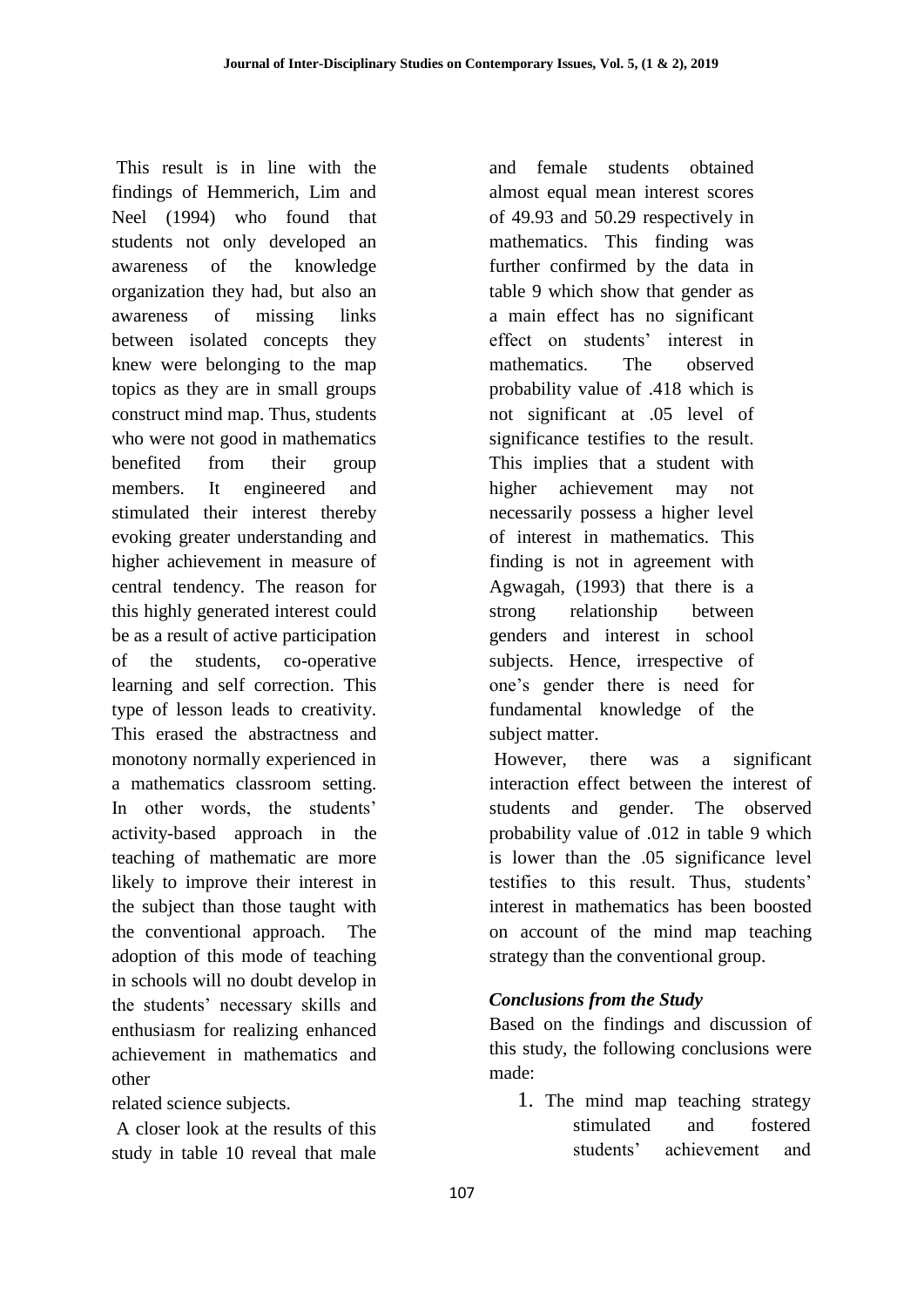This result is in line with the findings of Hemmerich, Lim and Neel (1994) who found that students not only developed an awareness of the knowledge organization they had, but also an awareness of missing links between isolated concepts they knew were belonging to the map topics as they are in small groups construct mind map. Thus, students who were not good in mathematics benefited from their group members. It engineered and stimulated their interest thereby evoking greater understanding and higher achievement in measure of central tendency. The reason for this highly generated interest could be as a result of active participation of the students, co-operative learning and self correction. This type of lesson leads to creativity. This erased the abstractness and monotony normally experienced in a mathematics classroom setting. In other words, the students' activity-based approach in the teaching of mathematic are more likely to improve their interest in the subject than those taught with the conventional approach. The adoption of this mode of teaching in schools will no doubt develop in the students' necessary skills and enthusiasm for realizing enhanced achievement in mathematics and other related science subjects.

A closer look at the results of this study in table 10 reveal that male and female students obtained almost equal mean interest scores of 49.93 and 50.29 respectively in mathematics. This finding was further confirmed by the data in table 9 which show that gender as a main effect has no significant effect on students' interest in mathematics. The observed probability value of .418 which is not significant at .05 level of significance testifies to the result. This implies that a student with higher achievement may not necessarily possess a higher level of interest in mathematics. This finding is not in agreement with Agwagah, (1993) that there is a strong relationship between genders and interest in school subjects. Hence, irrespective of one's gender there is need for fundamental knowledge of the subject matter.

However, there was a significant interaction effect between the interest of students and gender. The observed probability value of .012 in table 9 which is lower than the .05 significance level testifies to this result. Thus, students' interest in mathematics has been boosted on account of the mind map teaching strategy than the conventional group.

### *Conclusions from the Study*

Based on the findings and discussion of this study, the following conclusions were made:

1. The mind map teaching strategy stimulated and fostered students' achievement and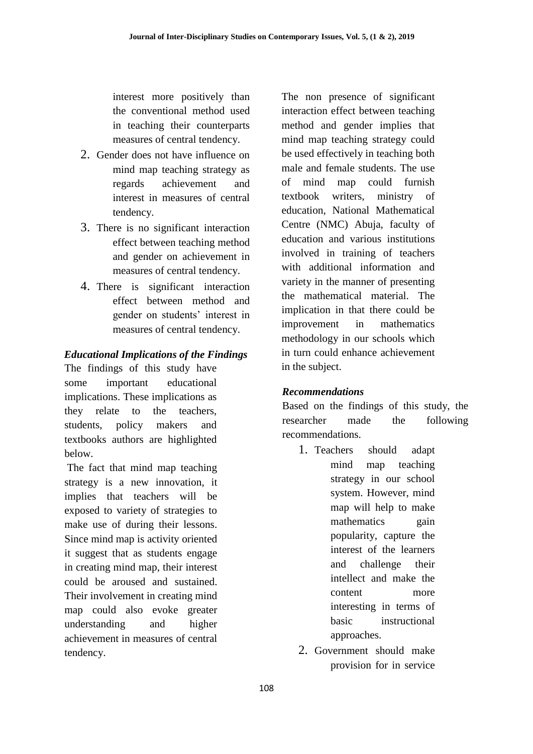interest more positively than the conventional method used in teaching their counterparts measures of central tendency.

2. Gender does not have influence on mind map teaching strategy as regards achievement and interest in measures of central tendency.
3. There is no significant interaction effect between teaching method and gender on achievement in measures of central tendency.
4. There is significant interaction effect between method and gender on students' interest in measures of central tendency.

### *Educational Implications of the Findings*

The findings of this study have some important educational implications. These implications as they relate to the teachers, students, policy makers and textbooks authors are highlighted below.

The fact that mind map teaching strategy is a new innovation, it implies that teachers will be exposed to variety of strategies to make use of during their lessons. Since mind map is activity oriented it suggest that as students engage in creating mind map, their interest could be aroused and sustained. Their involvement in creating mind map could also evoke greater understanding and higher achievement in measures of central tendency.

The non presence of significant interaction effect between teaching method and gender implies that mind map teaching strategy could be used effectively in teaching both male and female students. The use of mind map could furnish textbook writers, ministry of education, National Mathematical Centre (NMC) Abuja, faculty of education and various institutions involved in training of teachers with additional information and variety in the manner of presenting the mathematical material. The implication in that there could be improvement in mathematics methodology in our schools which in turn could enhance achievement in the subject.

### *Recommendations*

Based on the findings of this study, the researcher made the following recommendations.

1. Teachers should adapt mind map teaching strategy in our school system. However, mind map will help to make mathematics gain popularity, capture the interest of the learners and challenge their intellect and make the content more interesting in terms of basic instructional approaches.
2. Government should make provision for in service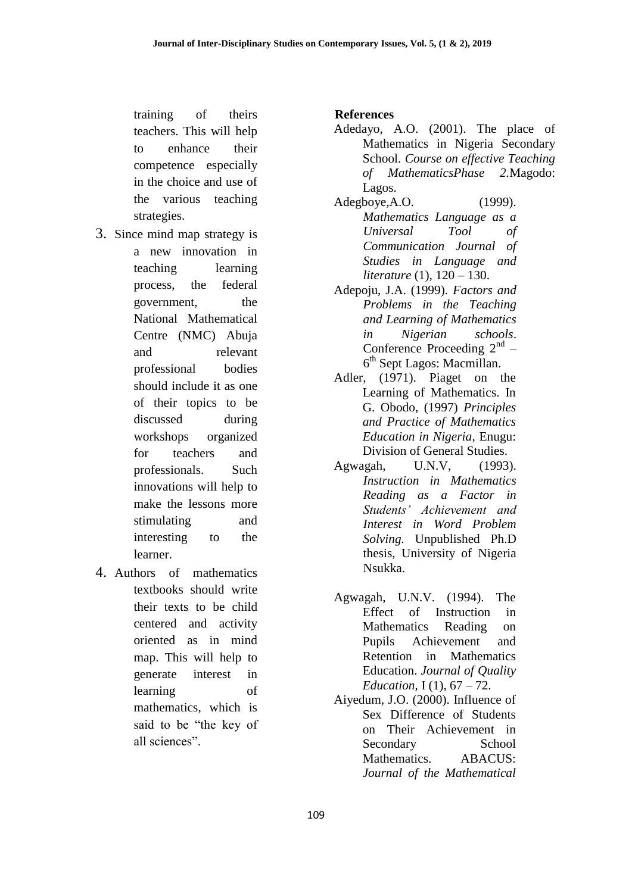training of theirs teachers. This will help to enhance their competence especially in the choice and use of the various teaching strategies.

3. Since mind map strategy is a new innovation in teaching learning process, the federal government, the National Mathematical Centre (NMC) Abuja and relevant professional bodies should include it as one of their topics to be discussed during workshops organized for teachers and professionals. Such innovations will help to make the lessons more stimulating and interesting to the learner.
4. Authors of mathematics textbooks should write their texts to be child centered and activity oriented as in mind map. This will help to generate interest in learning of mathematics, which is said to be "the key of all sciences".

**References**

Adedayo, A.O. (2001). The place of Mathematics in Nigeria Secondary School. *Course on effective Teaching of MathematicsPhase 2*.Magodo: Lagos.

Adegboye,A.O. (1999). *Mathematics Language as a Universal Tool of Communication Journal of Studies in Language and literature* (1), 120 – 130.

Adepoju, J.A. (1999). *Factors and Problems in the Teaching and Learning of Mathematics in Nigerian schools*. Conference Proceeding 2nd – 6th Sept Lagos: Macmillan.

Adler, (1971). Piaget on the Learning of Mathematics. In G. Obodo, (1997) *Principles and Practice of Mathematics Education in Nigeria*, Enugu: Division of General Studies.

Agwagah, U.N.V, (1993). *Instruction in Mathematics Reading as a Factor in Students' Achievement and Interest in Word Problem Solving.* Unpublished Ph.D thesis, University of Nigeria Nsukka.

Agwagah, U.N.V. (1994). The Effect of Instruction in Mathematics Reading on Pupils Achievement and Retention in Mathematics Education. *Journal of Quality Education*, I (1), 67 – 72.

Aiyedum, J.O. (2000). Influence of Sex Difference of Students on Their Achievement in Secondary School Mathematics. ABACUS: *Journal of the Mathematical*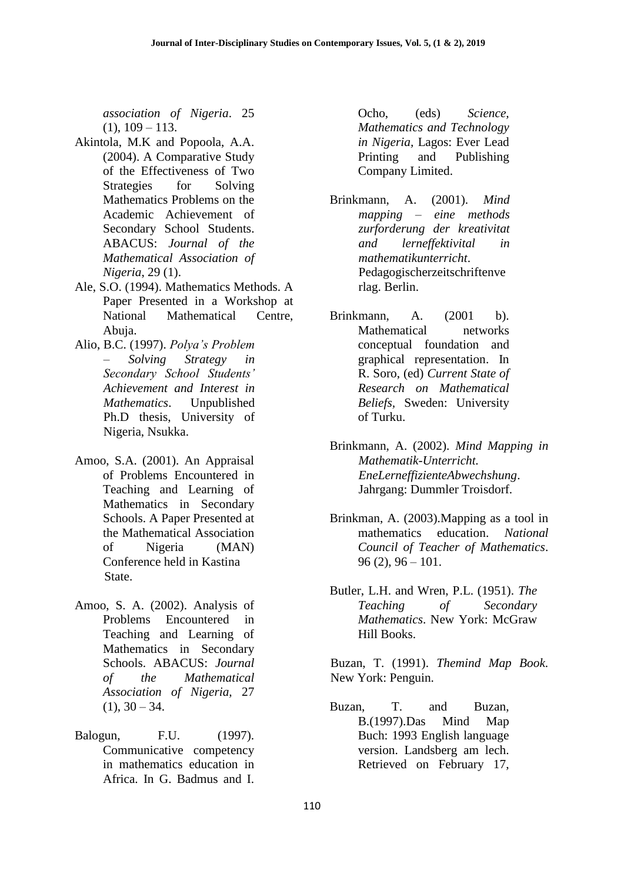*association of Nigeria*. 25 (1), 109 – 113.

Akintola, M.K and Popoola, A.A. (2004). A Comparative Study of the Effectiveness of Two Strategies for Solving Mathematics Problems on the Academic Achievement of Secondary School Students. ABACUS: *Journal of the Mathematical Association of Nigeria*, 29 (1).

Ale, S.O. (1994). Mathematics Methods. A Paper Presented in a Workshop at National Mathematical Centre, Abuja.

Alio, B.C. (1997). *Polya's Problem – Solving Strategy in Secondary School Students' Achievement and Interest in Mathematics*. Unpublished Ph.D thesis, University of Nigeria, Nsukka.

Amoo, S.A. (2001). An Appraisal of Problems Encountered in Teaching and Learning of Mathematics in Secondary Schools. A Paper Presented at the Mathematical Association of Nigeria (MAN) Conference held in Kastina State.

Amoo, S. A. (2002). Analysis of Problems Encountered in Teaching and Learning of Mathematics in Secondary Schools. ABACUS: *Journal of the Mathematical Association of Nigeria,* 27 (1), 30 – 34.

Balogun, F.U. (1997). Communicative competency in mathematics education in Africa. In G. Badmus and I. Ocho, (eds) *Science, Mathematics and Technology in Nigeria,* Lagos: Ever Lead Printing and Publishing Company Limited.

Brinkmann, A. (2001). *Mind mapping – eine methods zurforderung der kreativitat and lerneffektivital in mathematikunterricht*. Pedagogischerzeitschriftenverlag. Berlin.

Brinkmann, A. (2001 b). Mathematical networks conceptual foundation and graphical representation. In R. Soro, (ed) *Current State of Research on Mathematical Beliefs,* Sweden: University of Turku.

Brinkmann, A. (2002). *Mind Mapping in Mathematik-Unterricht. EneLerneffizienteAbwechshung*. Jahrgang: Dummler Troisdorf.

Brinkman, A. (2003).Mapping as a tool in mathematics education. *National Council of Teacher of Mathematics*. 96 (2), 96 – 101.

Butler, L.H. and Wren, P.L. (1951). *The Teaching of Secondary Mathematics*. New York: McGraw Hill Books.

Buzan, T. (1991). *Themind Map Book.* New York: Penguin.

Buzan, T. and Buzan, B.(1997).Das Mind Map Buch: 1993 English language version. Landsberg am lech. Retrieved on February 17,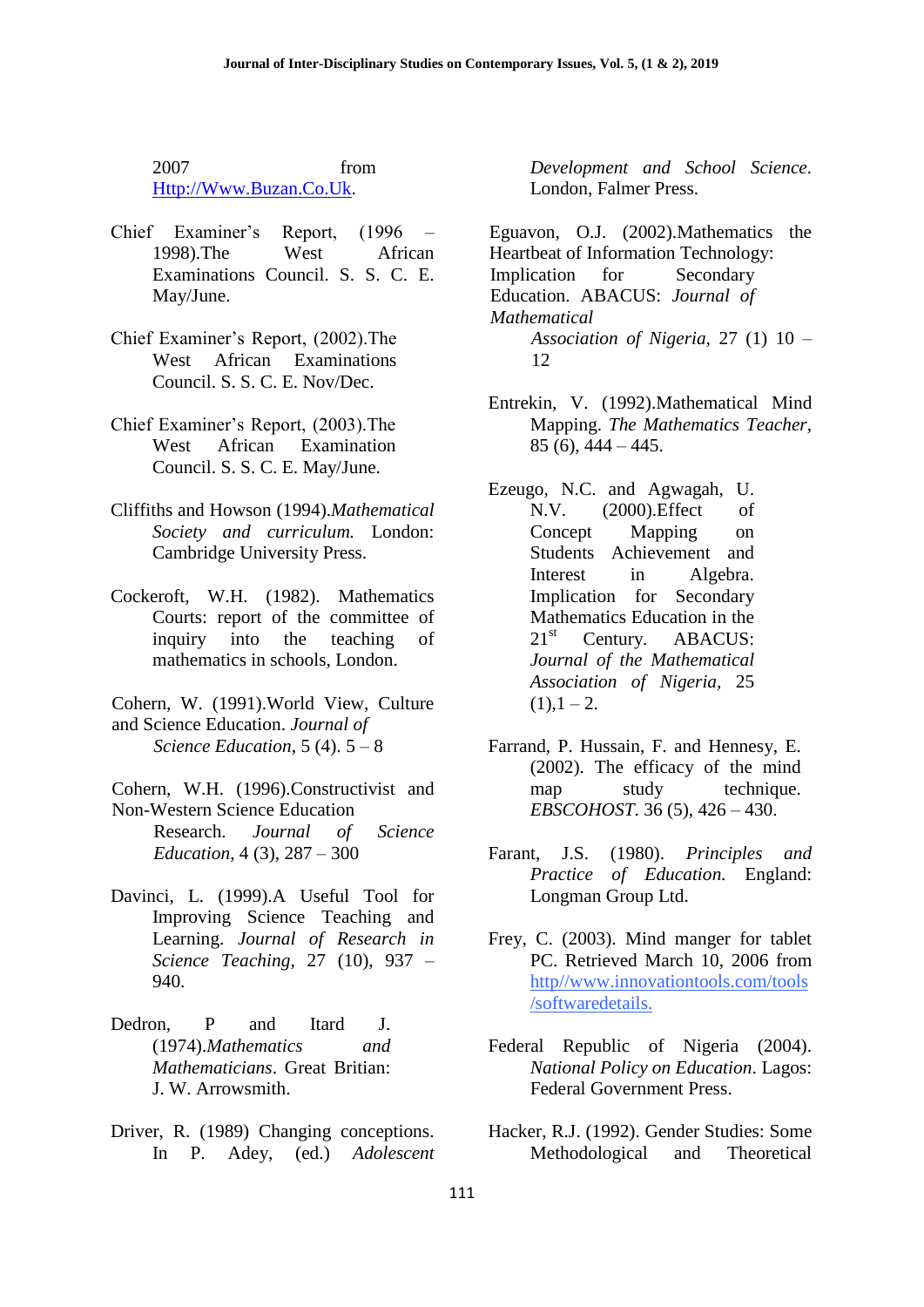2007 from [Http://Www.Buzan.Co.Uk](Http://Www.Buzan.Co.Uk).

Chief Examiner's Report, (1996 – 1998).The West African Examinations Council. S. S. C. E. May/June.

Chief Examiner's Report, (2002).The West African Examinations Council. S. S. C. E. Nov/Dec.

Chief Examiner's Report, (2003).The West African Examination Council. S. S. C. E. May/June.

Cliffiths and Howson (1994).*Mathematical Society and curriculum.* London: Cambridge University Press.

Cockeroft, W.H. (1982). Mathematics Courts: report of the committee of inquiry into the teaching of mathematics in schools, London.

Cohern, W. (1991).World View, Culture and Science Education. *Journal of Science Education*, 5 (4). 5 – 8

Cohern, W.H. (1996).Constructivist and Non-Western Science Education Research. *Journal of Science Education*, 4 (3), 287 – 300

Davinci, L. (1999).A Useful Tool for Improving Science Teaching and Learning. *Journal of Research in Science Teaching*, 27 (10), 937 – 940.

Dedron, P and Itard J. (1974).*Mathematics and Mathematicians*. Great Britian: J. W. Arrowsmith.

Driver, R. (1989) Changing conceptions. In P. Adey, (ed.) *Adolescent Development and School Science*. London, Falmer Press.

Eguavon, O.J. (2002).Mathematics the Heartbeat of Information Technology: Implication for Secondary Education. ABACUS: *Journal of Mathematical Association of Nigeria*, 27 (1) 10 – 12

Entrekin, V. (1992).Mathematical Mind Mapping. *The Mathematics Teacher*, 85 (6), 444 – 445.

Ezeugo, N.C. and Agwagah, U. N.V. (2000).Effect of Concept Mapping on Students Achievement and Interest in Algebra. Implication for Secondary Mathematics Education in the 21st Century. ABACUS: *Journal of the Mathematical Association of Nigeria*, 25 (1),1 – 2.

Farrand, P. Hussain, F. and Hennesy, E. (2002). The efficacy of the mind map study technique. *EBSCOHOST*. 36 (5), 426 – 430.

Farant, J.S. (1980). *Principles and Practice of Education.* England: Longman Group Ltd.

Frey, C. (2003). Mind manger for tablet PC. Retrieved March 10, 2006 from [http//www.innovationtools.com/tools/softwaredetails.](http//www.innovationtools.com/tools/softwaredetails.)

Federal Republic of Nigeria (2004). *National Policy on Education*. Lagos: Federal Government Press.

Hacker, R.J. (1992). Gender Studies: Some Methodological and Theoretical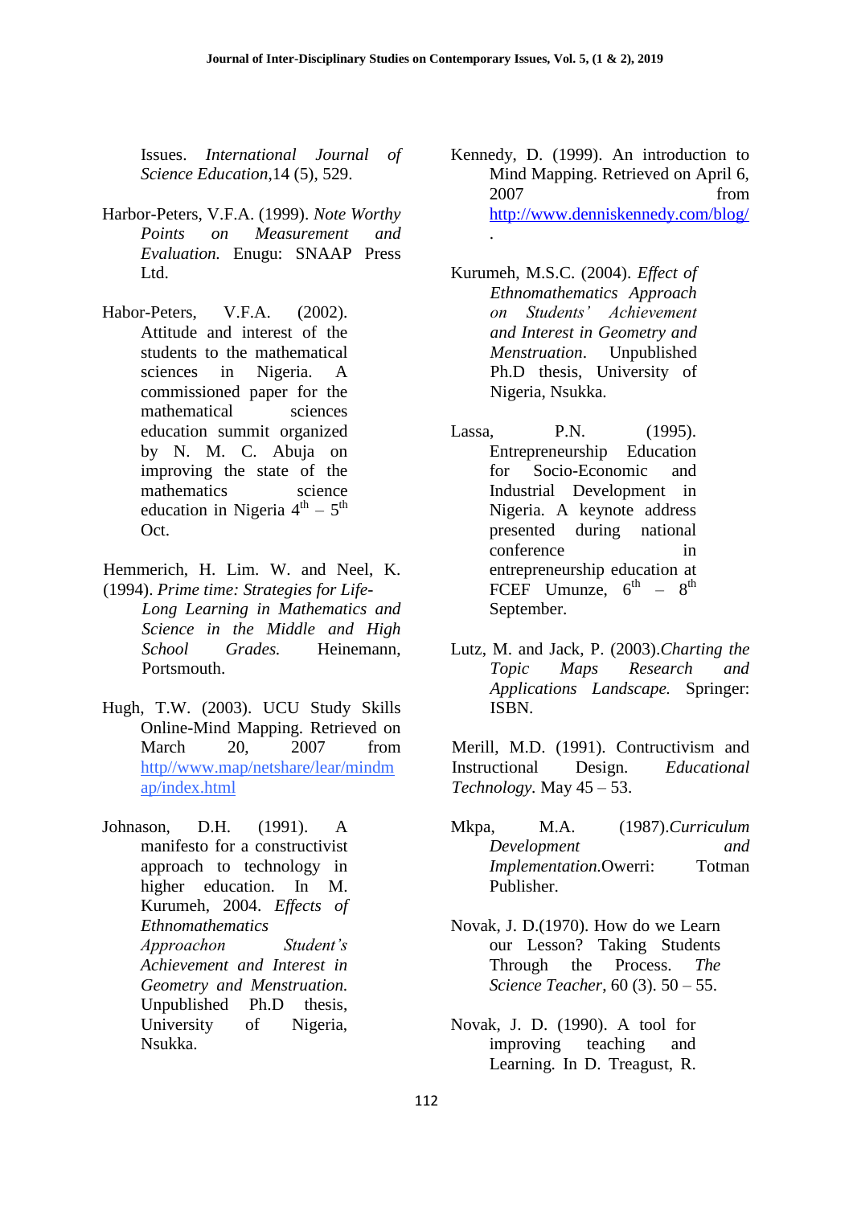Issues. *International Journal of Science Education*,14 (5), 529.

Harbor-Peters, V.F.A. (1999). *Note Worthy Points on Measurement and Evaluation.* Enugu: SNAAP Press Ltd.

Habor-Peters, V.F.A. (2002). Attitude and interest of the students to the mathematical sciences in Nigeria. A commissioned paper for the mathematical sciences education summit organized by N. M. C. Abuja on improving the state of the mathematics science education in Nigeria 4th – 5th Oct.

Hemmerich, H. Lim. W. and Neel, K. (1994). *Prime time: Strategies for Life-Long Learning in Mathematics and Science in the Middle and High School Grades.* Heinemann, Portsmouth.

Hugh, T.W. (2003). UCU Study Skills Online-Mind Mapping. Retrieved on March 20, 2007 from http//www.map/netshare/lear/mindmap/index.html

Johnason, D.H. (1991). A manifesto for a constructivist approach to technology in higher education. In M. Kurumeh, 2004. *Effects of Ethnomathematics Approachon Student's Achievement and Interest in Geometry and Menstruation.* Unpublished Ph.D thesis, University of Nigeria, Nsukka.

Kennedy, D. (1999). An introduction to Mind Mapping. Retrieved on April 6, 2007 from http://www.denniskennedy.com/blog/.

Kurumeh, M.S.C. (2004). *Effect of Ethnomathematics Approach on Students' Achievement and Interest in Geometry and Menstruation*. Unpublished Ph.D thesis, University of Nigeria, Nsukka.

Lassa, P.N. (1995). Entrepreneurship Education for Socio-Economic and Industrial Development in Nigeria. A keynote address presented during national conference in entrepreneurship education at FCEF Umunze, 6th – 8th September.

Lutz, M. and Jack, P. (2003).*Charting the Topic Maps Research and Applications Landscape.* Springer: ISBN.

Merill, M.D. (1991). Contructivism and Instructional Design. *Educational Technology.* May 45 – 53.

Mkpa, M.A. (1987).*Curriculum Development and Implementation.*Owerri: Totman Publisher.

Novak, J. D.(1970). How do we Learn our Lesson? Taking Students Through the Process. *The Science Teacher*, 60 (3). 50 – 55.

Novak, J. D. (1990). A tool for improving teaching and Learning. In D. Treagust, R.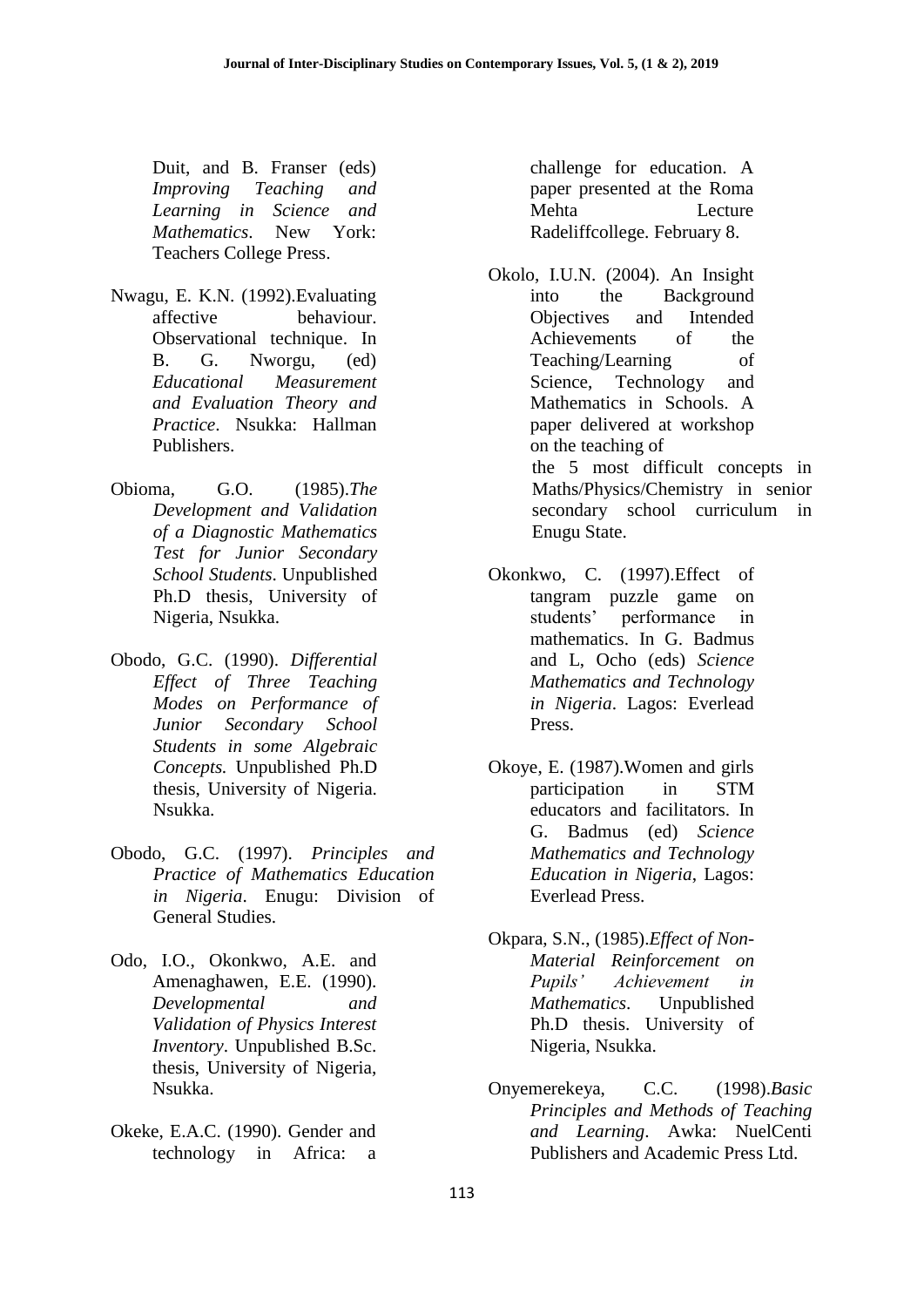Duit, and B. Franser (eds) *Improving Teaching and Learning in Science and Mathematics*. New York: Teachers College Press.

Nwagu, E. K.N. (1992).Evaluating affective behaviour. Observational technique. In B. G. Nworgu, (ed) *Educational Measurement and Evaluation Theory and Practice*. Nsukka: Hallman Publishers.

Obioma, G.O. (1985).*The Development and Validation of a Diagnostic Mathematics Test for Junior Secondary School Students*. Unpublished Ph.D thesis, University of Nigeria, Nsukka.

Obodo, G.C. (1990). *Differential Effect of Three Teaching Modes on Performance of Junior Secondary School Students in some Algebraic Concepts.* Unpublished Ph.D thesis, University of Nigeria. Nsukka.

Obodo, G.C. (1997). *Principles and Practice of Mathematics Education in Nigeria*. Enugu: Division of General Studies.

Odo, I.O., Okonkwo, A.E. and Amenaghawen, E.E. (1990). *Developmental and Validation of Physics Interest Inventory*. Unpublished B.Sc. thesis, University of Nigeria, Nsukka.

Okeke, E.A.C. (1990). Gender and technology in Africa: a challenge for education. A paper presented at the Roma Mehta Lecture Radeliffcollege. February 8.

Okolo, I.U.N. (2004). An Insight into the Background Objectives and Intended Achievements of the Teaching/Learning of Science, Technology and Mathematics in Schools. A paper delivered at workshop on the teaching of the 5 most difficult concepts in Maths/Physics/Chemistry in senior secondary school curriculum in Enugu State.

Okonkwo, C. (1997).Effect of tangram puzzle game on students' performance in mathematics. In G. Badmus and L, Ocho (eds) *Science Mathematics and Technology in Nigeria*. Lagos: Everlead Press.

Okoye, E. (1987).Women and girls participation in STM educators and facilitators. In G. Badmus (ed) *Science Mathematics and Technology Education in Nigeria*, Lagos: Everlead Press.

Okpara, S.N., (1985).*Effect of Non-Material Reinforcement on Pupils' Achievement in Mathematics*. Unpublished Ph.D thesis. University of Nigeria, Nsukka.

Onyemerekeya, C.C. (1998).*Basic Principles and Methods of Teaching and Learning*. Awka: NuelCenti Publishers and Academic Press Ltd.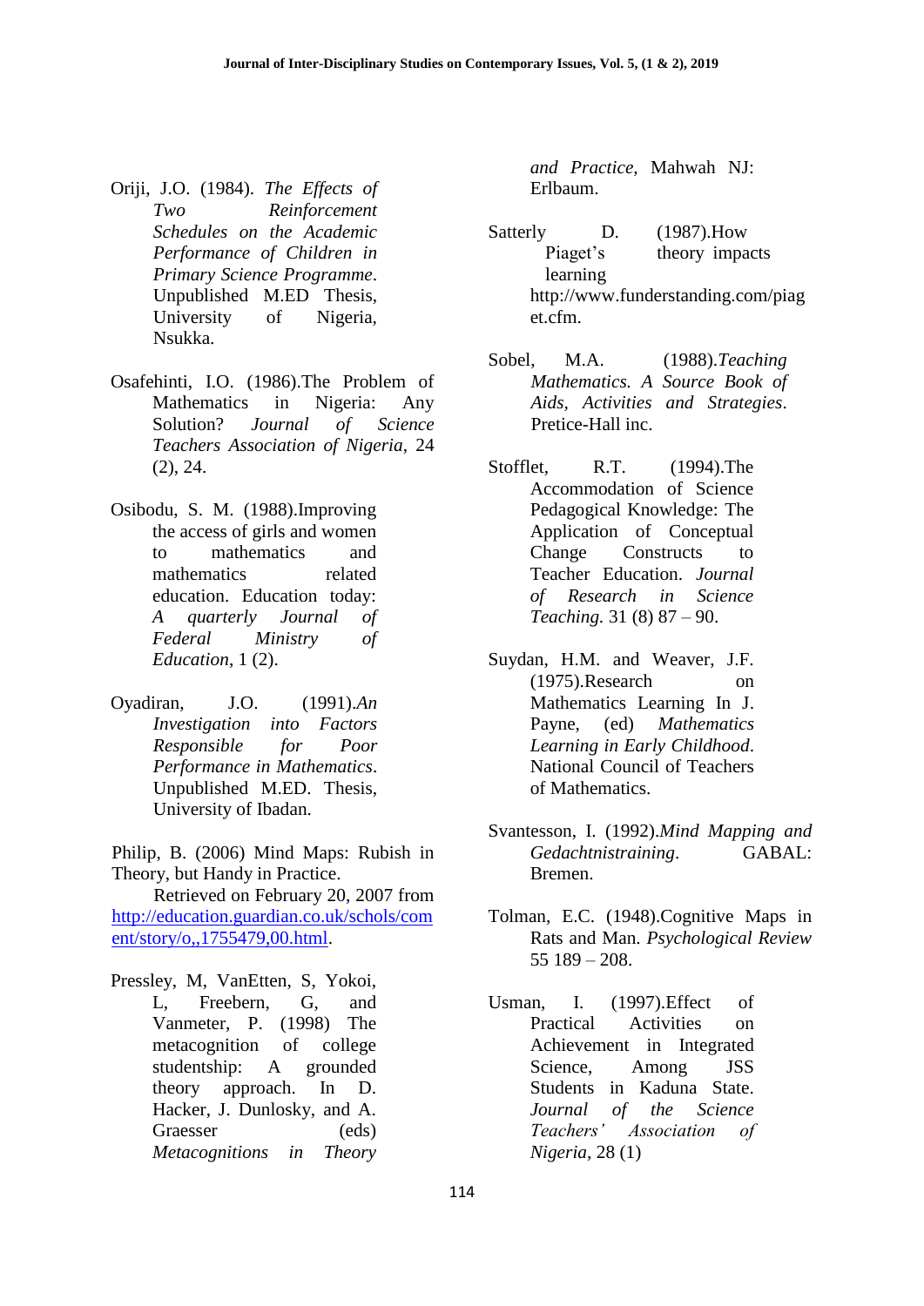Oriji, J.O. (1984). *The Effects of Two Reinforcement Schedules on the Academic Performance of Children in Primary Science Programme*. Unpublished M.ED Thesis, University of Nigeria, Nsukka.

Osafehinti, I.O. (1986).The Problem of Mathematics in Nigeria: Any Solution? *Journal of Science Teachers Association of Nigeria*, 24 (2), 24.

Osibodu, S. M. (1988).Improving the access of girls and women to mathematics and mathematics related education. Education today: *A quarterly Journal of Federal Ministry of Education*, 1 (2).

Oyadiran, J.O. (1991).*An Investigation into Factors Responsible for Poor Performance in Mathematics*. Unpublished M.ED. Thesis, University of Ibadan.

Philip, B. (2006) Mind Maps: Rubish in Theory, but Handy in Practice. Retrieved on February 20, 2007 from http://education.guardian.co.uk/schols/comment/story/o,,1755479,00.html.

Pressley, M, VanEtten, S, Yokoi, L, Freebern, G, and Vanmeter, P. (1998) The metacognition of college studentship: A grounded theory approach. In D. Hacker, J. Dunlosky, and A. Graesser (eds) *Metacognitions in Theory and Practice*, Mahwah NJ: Erlbaum.

Satterly D. (1987).How Piaget's theory impacts learning http://www.funderstanding.com/piaget.cfm.

Sobel, M.A. (1988).*Teaching Mathematics. A Source Book of Aids, Activities and Strategies*. Pretice-Hall inc.

Stofflet, R.T. (1994).The Accommodation of Science Pedagogical Knowledge: The Application of Conceptual Change Constructs to Teacher Education. *Journal of Research in Science Teaching.* 31 (8) 87 – 90.

Suydan, H.M. and Weaver, J.F. (1975).Research on Mathematics Learning In J. Payne, (ed) *Mathematics Learning in Early Childhood*. National Council of Teachers of Mathematics.

Svantesson, I. (1992).*Mind Mapping and Gedachtnistraining*. GABAL: Bremen.

Tolman, E.C. (1948).Cognitive Maps in Rats and Man. *Psychological Review* 55 189 – 208.

Usman, I. (1997).Effect of Practical Activities on Achievement in Integrated Science, Among JSS Students in Kaduna State. *Journal of the Science Teachers' Association of Nigeria*, 28 (1)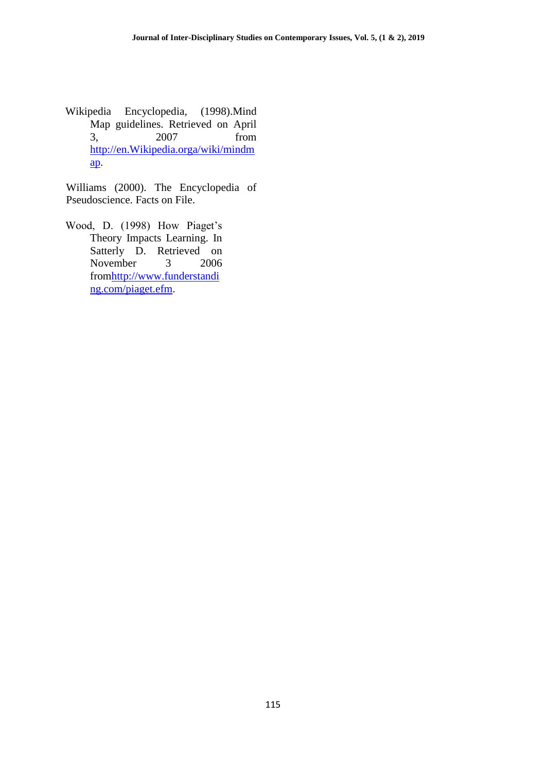Wikipedia Encyclopedia, (1998).Mind Map guidelines. Retrieved on April 3, 2007 from http://en.Wikipedia.orga/wiki/mindmap.

Williams (2000). The Encyclopedia of Pseudoscience. Facts on File.

Wood, D. (1998) How Piaget's Theory Impacts Learning. In Satterly D. Retrieved on November 3 2006 fromhttp://www.funderstanding.com/piaget.efm.